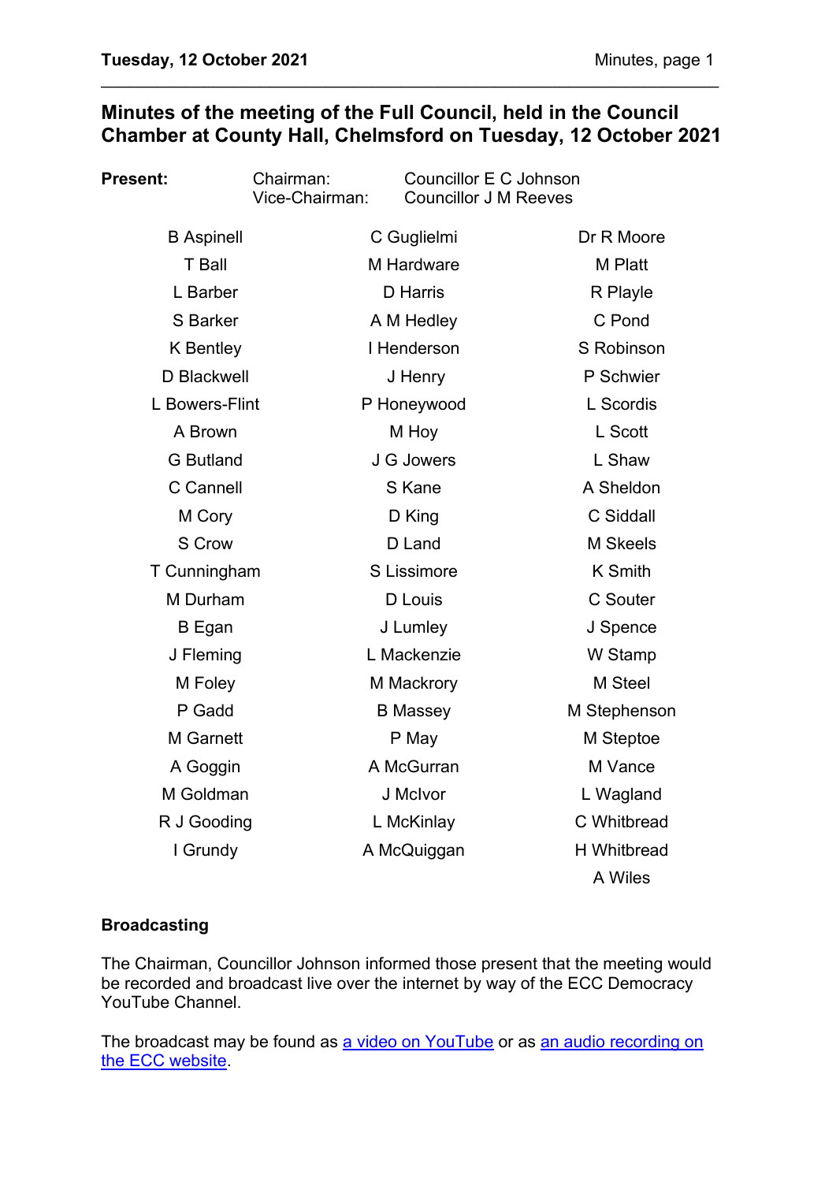# Minutes of the meeting of the Full Council, held in the Council Chamber at County Hall, Chelmsford on Tuesday, 12 October 2021

**Present:**

| | | |
|---|---|---|
| Chairman: | Councillor E C Johnson | |
| Vice-Chairman: | Councillor J M Reeves | |

| | | |
|---|---|---|
| B Aspinell | C Guglielmi | Dr R Moore |
| T Ball | M Hardware | M Platt |
| L Barber | D Harris | R Playle |
| S Barker | A M Hedley | C Pond |
| K Bentley | I Henderson | S Robinson |
| D Blackwell | J Henry | P Schwier |
| L Bowers-Flint | P Honeywood | L Scordis |
| A Brown | M Hoy | L Scott |
| G Butland | J G Jowers | L Shaw |
| C Cannell | S Kane | A Sheldon |
| M Cory | D King | C Siddall |
| S Crow | D Land | M Skeels |
| T Cunningham | S Lissimore | K Smith |
| M Durham | D Louis | C Souter |
| B Egan | J Lumley | J Spence |
| J Fleming | L Mackenzie | W Stamp |
| M Foley | M Mackrory | M Steel |
| P Gadd | B Massey | M Stephenson |
| M Garnett | P May | M Steptoe |
| A Goggin | A McGurran | M Vance |
| M Goldman | J McIvor | L Wagland |
| R J Gooding | L McKinlay | C Whitbread |
| I Grundy | A McQuiggan | H Whitbread |
| | | A Wiles |

## Broadcasting

The Chairman, Councillor Johnson informed those present that the meeting would be recorded and broadcast live over the internet by way of the ECC Democracy YouTube Channel.

The broadcast may be found as [a video on YouTube](#) or as [an audio recording on the ECC website](#).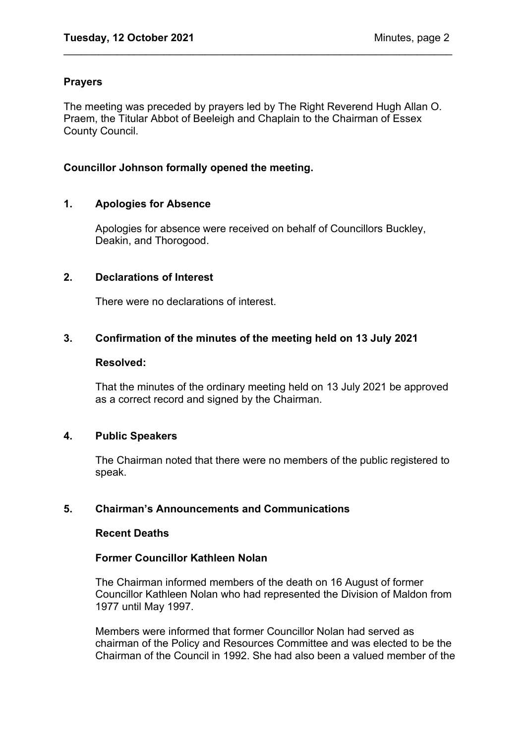**Prayers**

The meeting was preceded by prayers led by The Right Reverend Hugh Allan O. Praem, the Titular Abbot of Beeleigh and Chaplain to the Chairman of Essex County Council.

**Councillor Johnson formally opened the meeting.**

## 1. Apologies for Absence

Apologies for absence were received on behalf of Councillors Buckley, Deakin, and Thorogood.

## 2. Declarations of Interest

There were no declarations of interest.

## 3. Confirmation of the minutes of the meeting held on 13 July 2021

**Resolved:**

That the minutes of the ordinary meeting held on 13 July 2021 be approved as a correct record and signed by the Chairman.

## 4. Public Speakers

The Chairman noted that there were no members of the public registered to speak.

## 5. Chairman's Announcements and Communications

### Recent Deaths

#### Former Councillor Kathleen Nolan

The Chairman informed members of the death on 16 August of former Councillor Kathleen Nolan who had represented the Division of Maldon from 1977 until May 1997.

Members were informed that former Councillor Nolan had served as chairman of the Policy and Resources Committee and was elected to be the Chairman of the Council in 1992. She had also been a valued member of the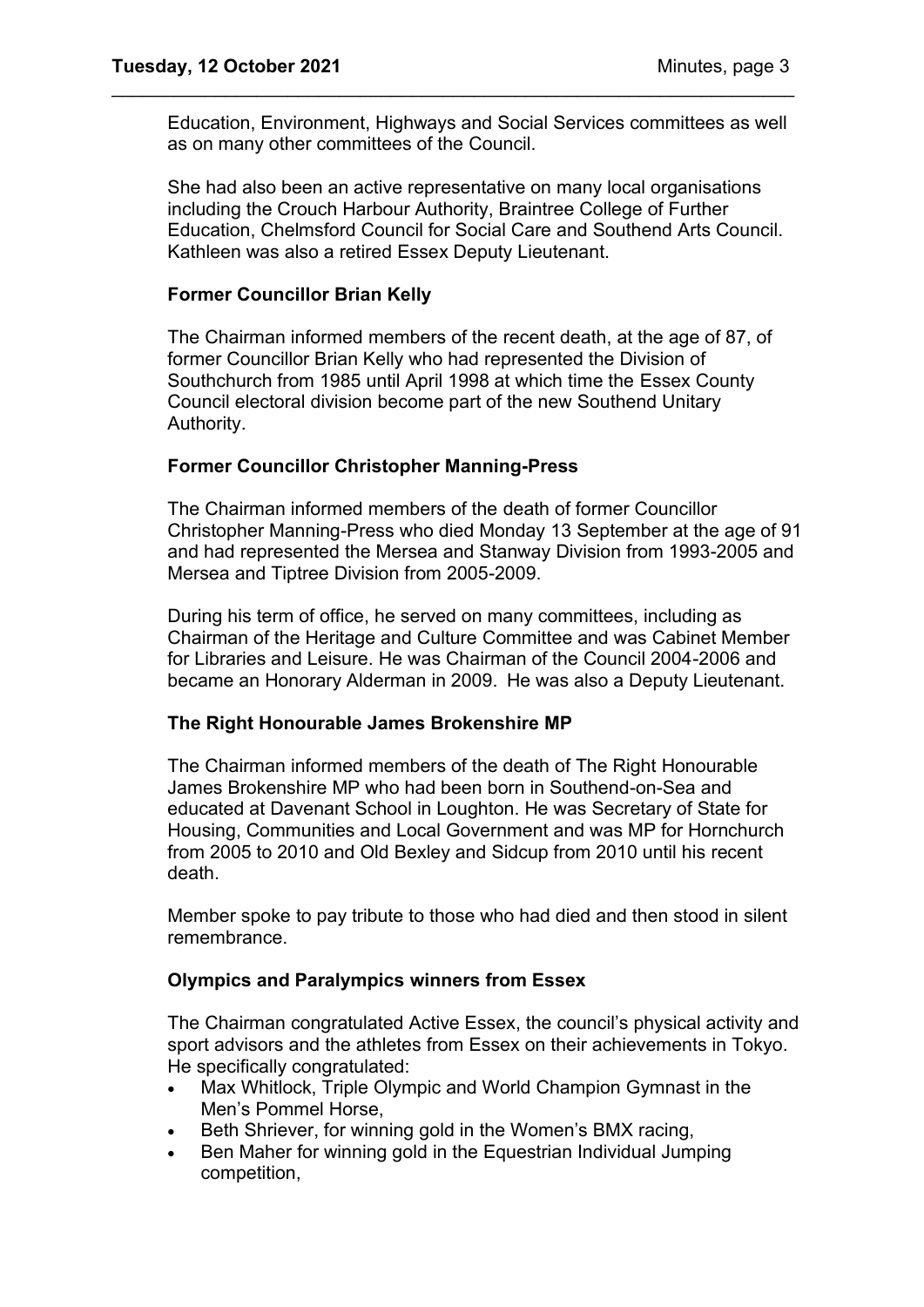Education, Environment, Highways and Social Services committees as well as on many other committees of the Council.

She had also been an active representative on many local organisations including the Crouch Harbour Authority, Braintree College of Further Education, Chelmsford Council for Social Care and Southend Arts Council. Kathleen was also a retired Essex Deputy Lieutenant.

**Former Councillor Brian Kelly**

The Chairman informed members of the recent death, at the age of 87, of former Councillor Brian Kelly who had represented the Division of Southchurch from 1985 until April 1998 at which time the Essex County Council electoral division become part of the new Southend Unitary Authority.

**Former Councillor Christopher Manning-Press**

The Chairman informed members of the death of former Councillor Christopher Manning-Press who died Monday 13 September at the age of 91 and had represented the Mersea and Stanway Division from 1993-2005 and Mersea and Tiptree Division from 2005-2009.

During his term of office, he served on many committees, including as Chairman of the Heritage and Culture Committee and was Cabinet Member for Libraries and Leisure. He was Chairman of the Council 2004-2006 and became an Honorary Alderman in 2009. He was also a Deputy Lieutenant.

**The Right Honourable James Brokenshire MP**

The Chairman informed members of the death of The Right Honourable James Brokenshire MP who had been born in Southend-on-Sea and educated at Davenant School in Loughton. He was Secretary of State for Housing, Communities and Local Government and was MP for Hornchurch from 2005 to 2010 and Old Bexley and Sidcup from 2010 until his recent death.

Member spoke to pay tribute to those who had died and then stood in silent remembrance.

**Olympics and Paralympics winners from Essex**

The Chairman congratulated Active Essex, the council's physical activity and sport advisors and the athletes from Essex on their achievements in Tokyo. He specifically congratulated:

- Max Whitlock, Triple Olympic and World Champion Gymnast in the Men's Pommel Horse,
- Beth Shriever, for winning gold in the Women's BMX racing,
- Ben Maher for winning gold in the Equestrian Individual Jumping competition,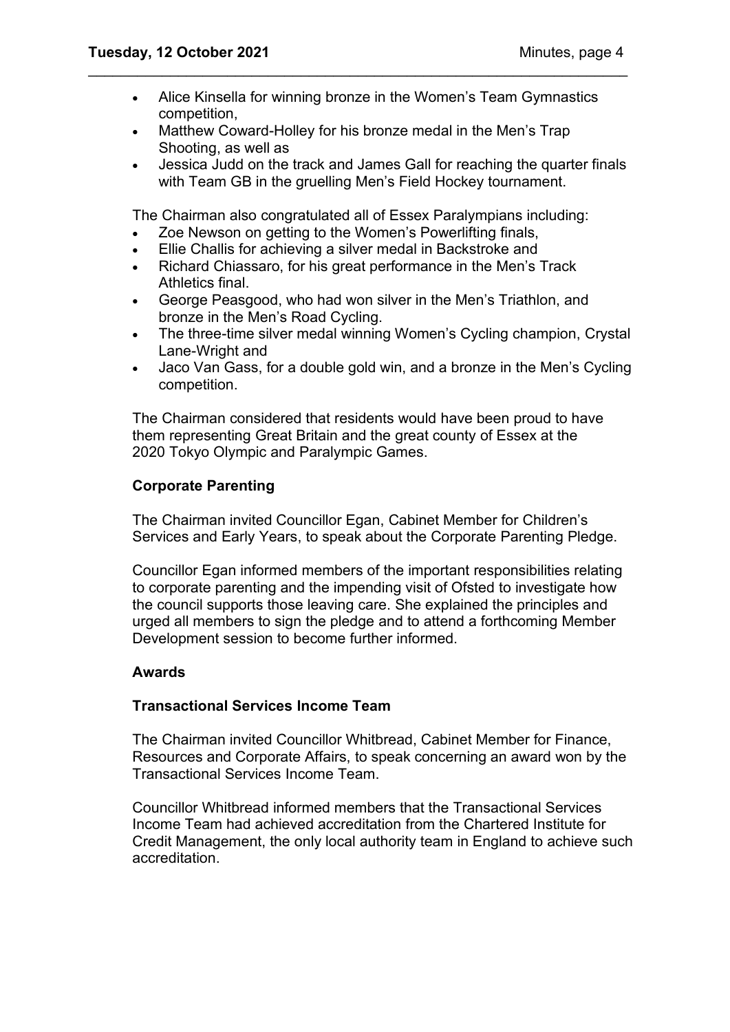- Alice Kinsella for winning bronze in the Women's Team Gymnastics competition,
- Matthew Coward-Holley for his bronze medal in the Men's Trap Shooting, as well as
- Jessica Judd on the track and James Gall for reaching the quarter finals with Team GB in the gruelling Men's Field Hockey tournament.

The Chairman also congratulated all of Essex Paralympians including:

- Zoe Newson on getting to the Women's Powerlifting finals,
- Ellie Challis for achieving a silver medal in Backstroke and
- Richard Chiassaro, for his great performance in the Men's Track Athletics final.
- George Peasgood, who had won silver in the Men's Triathlon, and bronze in the Men's Road Cycling.
- The three-time silver medal winning Women's Cycling champion, Crystal Lane-Wright and
- Jaco Van Gass, for a double gold win, and a bronze in the Men's Cycling competition.

The Chairman considered that residents would have been proud to have them representing Great Britain and the great county of Essex at the 2020 Tokyo Olympic and Paralympic Games.

**Corporate Parenting**

The Chairman invited Councillor Egan, Cabinet Member for Children's Services and Early Years, to speak about the Corporate Parenting Pledge.

Councillor Egan informed members of the important responsibilities relating to corporate parenting and the impending visit of Ofsted to investigate how the council supports those leaving care. She explained the principles and urged all members to sign the pledge and to attend a forthcoming Member Development session to become further informed.

**Awards**

**Transactional Services Income Team**

The Chairman invited Councillor Whitbread, Cabinet Member for Finance, Resources and Corporate Affairs, to speak concerning an award won by the Transactional Services Income Team.

Councillor Whitbread informed members that the Transactional Services Income Team had achieved accreditation from the Chartered Institute for Credit Management, the only local authority team in England to achieve such accreditation.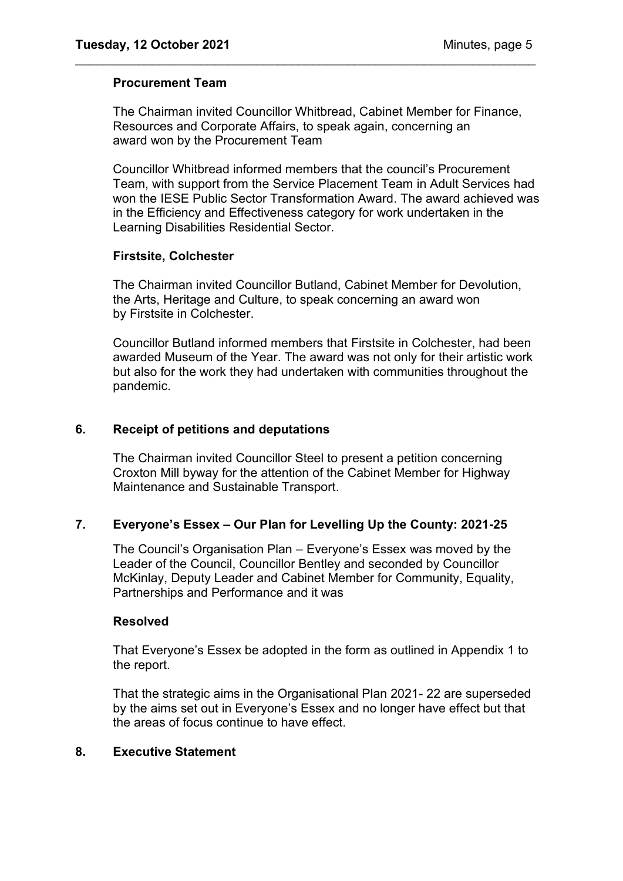### Procurement Team

The Chairman invited Councillor Whitbread, Cabinet Member for Finance, Resources and Corporate Affairs, to speak again, concerning an award won by the Procurement Team

Councillor Whitbread informed members that the council's Procurement Team, with support from the Service Placement Team in Adult Services had won the IESE Public Sector Transformation Award. The award achieved was in the Efficiency and Effectiveness category for work undertaken in the Learning Disabilities Residential Sector.

### Firstsite, Colchester

The Chairman invited Councillor Butland, Cabinet Member for Devolution, the Arts, Heritage and Culture, to speak concerning an award won by Firstsite in Colchester.

Councillor Butland informed members that Firstsite in Colchester, had been awarded Museum of the Year. The award was not only for their artistic work but also for the work they had undertaken with communities throughout the pandemic.

## 6. Receipt of petitions and deputations

The Chairman invited Councillor Steel to present a petition concerning Croxton Mill byway for the attention of the Cabinet Member for Highway Maintenance and Sustainable Transport.

## 7. Everyone's Essex – Our Plan for Levelling Up the County: 2021-25

The Council's Organisation Plan – Everyone's Essex was moved by the Leader of the Council, Councillor Bentley and seconded by Councillor McKinlay, Deputy Leader and Cabinet Member for Community, Equality, Partnerships and Performance and it was

**Resolved**

That Everyone's Essex be adopted in the form as outlined in Appendix 1 to the report.

That the strategic aims in the Organisational Plan 2021- 22 are superseded by the aims set out in Everyone's Essex and no longer have effect but that the areas of focus continue to have effect.

## 8. Executive Statement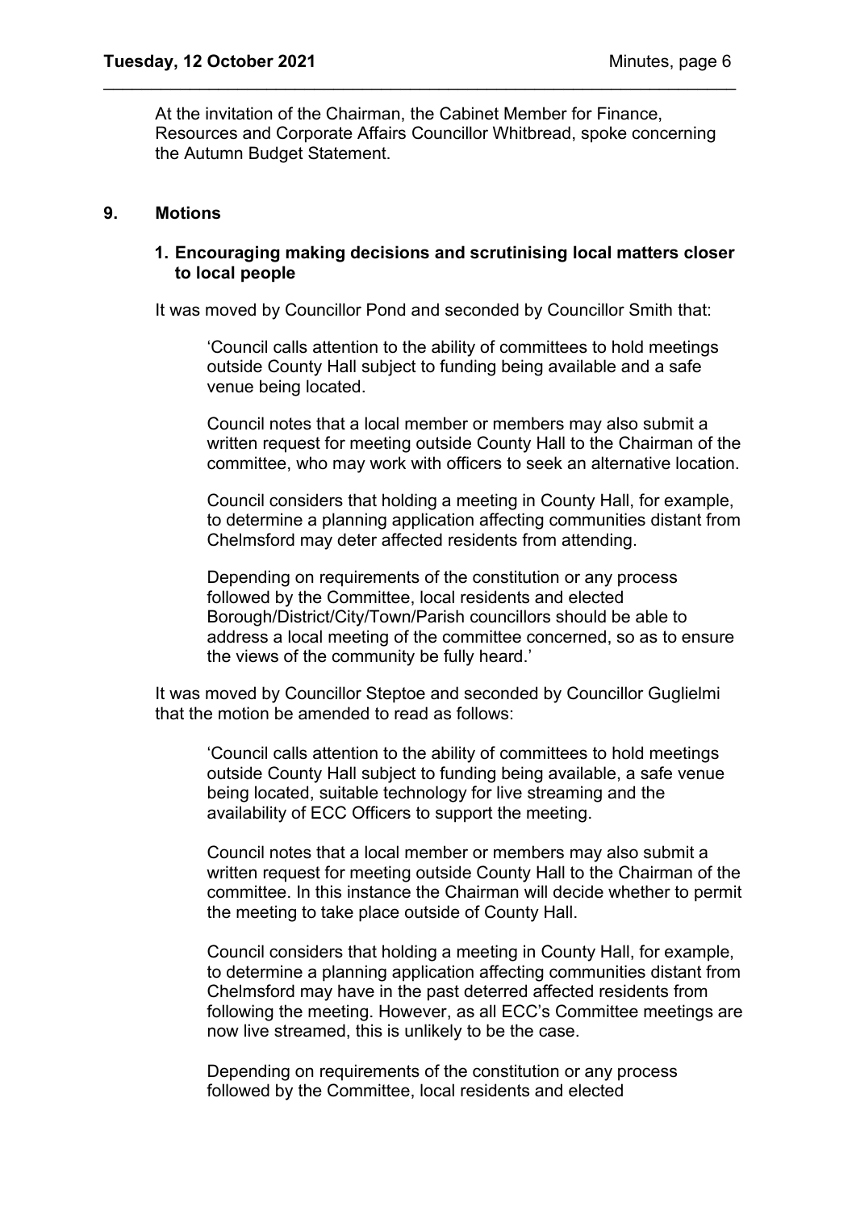At the invitation of the Chairman, the Cabinet Member for Finance, Resources and Corporate Affairs Councillor Whitbread, spoke concerning the Autumn Budget Statement.

## 9. Motions

### 1. Encouraging making decisions and scrutinising local matters closer to local people

It was moved by Councillor Pond and seconded by Councillor Smith that:

> 'Council calls attention to the ability of committees to hold meetings outside County Hall subject to funding being available and a safe venue being located.
>
> Council notes that a local member or members may also submit a written request for meeting outside County Hall to the Chairman of the committee, who may work with officers to seek an alternative location.
>
> Council considers that holding a meeting in County Hall, for example, to determine a planning application affecting communities distant from Chelmsford may deter affected residents from attending.
>
> Depending on requirements of the constitution or any process followed by the Committee, local residents and elected Borough/District/City/Town/Parish councillors should be able to address a local meeting of the committee concerned, so as to ensure the views of the community be fully heard.'

It was moved by Councillor Steptoe and seconded by Councillor Guglielmi that the motion be amended to read as follows:

> 'Council calls attention to the ability of committees to hold meetings outside County Hall subject to funding being available, a safe venue being located, suitable technology for live streaming and the availability of ECC Officers to support the meeting.
>
> Council notes that a local member or members may also submit a written request for meeting outside County Hall to the Chairman of the committee. In this instance the Chairman will decide whether to permit the meeting to take place outside of County Hall.
>
> Council considers that holding a meeting in County Hall, for example, to determine a planning application affecting communities distant from Chelmsford may have in the past deterred affected residents from following the meeting. However, as all ECC's Committee meetings are now live streamed, this is unlikely to be the case.
>
> Depending on requirements of the constitution or any process followed by the Committee, local residents and elected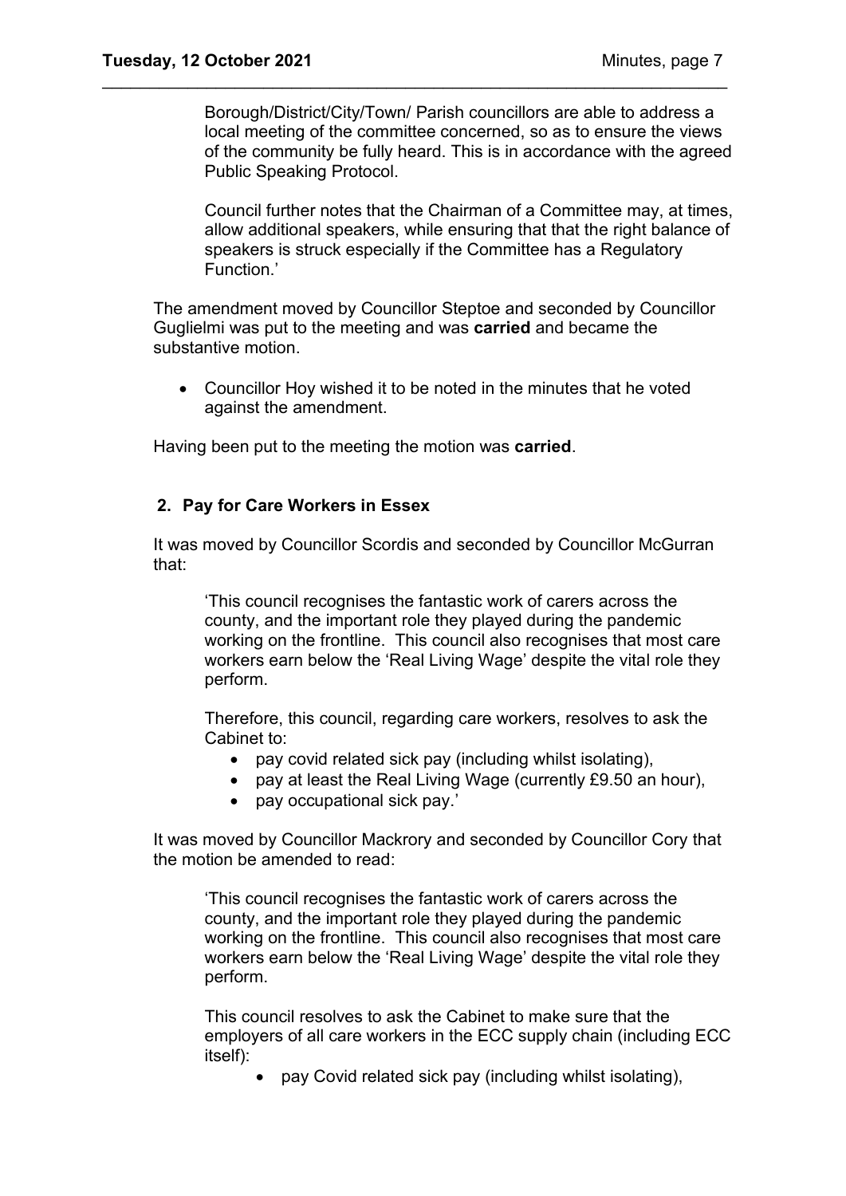Borough/District/City/Town/ Parish councillors are able to address a local meeting of the committee concerned, so as to ensure the views of the community be fully heard. This is in accordance with the agreed Public Speaking Protocol.

Council further notes that the Chairman of a Committee may, at times, allow additional speakers, while ensuring that that the right balance of speakers is struck especially if the Committee has a Regulatory Function.'

The amendment moved by Councillor Steptoe and seconded by Councillor Guglielmi was put to the meeting and was **carried** and became the substantive motion.

- Councillor Hoy wished it to be noted in the minutes that he voted against the amendment.

Having been put to the meeting the motion was **carried**.

## 2. Pay for Care Workers in Essex

It was moved by Councillor Scordis and seconded by Councillor McGurran that:

> 'This council recognises the fantastic work of carers across the county, and the important role they played during the pandemic working on the frontline. This council also recognises that most care workers earn below the 'Real Living Wage' despite the vital role they perform.
>
> Therefore, this council, regarding care workers, resolves to ask the Cabinet to:
>
> - pay covid related sick pay (including whilst isolating),
> - pay at least the Real Living Wage (currently £9.50 an hour),
> - pay occupational sick pay.'

It was moved by Councillor Mackrory and seconded by Councillor Cory that the motion be amended to read:

> 'This council recognises the fantastic work of carers across the county, and the important role they played during the pandemic working on the frontline. This council also recognises that most care workers earn below the 'Real Living Wage' despite the vital role they perform.
>
> This council resolves to ask the Cabinet to make sure that the employers of all care workers in the ECC supply chain (including ECC itself):
>
> - pay Covid related sick pay (including whilst isolating),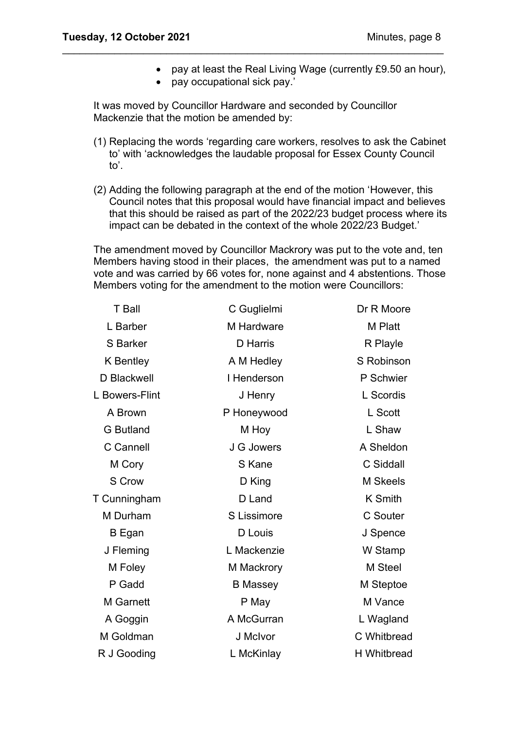- pay at least the Real Living Wage (currently £9.50 an hour),
- pay occupational sick pay.'

It was moved by Councillor Hardware and seconded by Councillor Mackenzie that the motion be amended by:

(1) Replacing the words 'regarding care workers, resolves to ask the Cabinet to' with 'acknowledges the laudable proposal for Essex County Council to'.

(2) Adding the following paragraph at the end of the motion 'However, this Council notes that this proposal would have financial impact and believes that this should be raised as part of the 2022/23 budget process where its impact can be debated in the context of the whole 2022/23 Budget.'

The amendment moved by Councillor Mackrory was put to the vote and, ten Members having stood in their places, the amendment was put to a named vote and was carried by 66 votes for, none against and 4 abstentions. Those Members voting for the amendment to the motion were Councillors:

| | | |
|---|---|---|
| T Ball | C Guglielmi | Dr R Moore |
| L Barber | M Hardware | M Platt |
| S Barker | D Harris | R Playle |
| K Bentley | A M Hedley | S Robinson |
| D Blackwell | I Henderson | P Schwier |
| L Bowers-Flint | J Henry | L Scordis |
| A Brown | P Honeywood | L Scott |
| G Butland | M Hoy | L Shaw |
| C Cannell | J G Jowers | A Sheldon |
| M Cory | S Kane | C Siddall |
| S Crow | D King | M Skeels |
| T Cunningham | D Land | K Smith |
| M Durham | S Lissimore | C Souter |
| B Egan | D Louis | J Spence |
| J Fleming | L Mackenzie | W Stamp |
| M Foley | M Mackrory | M Steel |
| P Gadd | B Massey | M Steptoe |
| M Garnett | P May | M Vance |
| A Goggin | A McGurran | L Wagland |
| M Goldman | J McIvor | C Whitbread |
| R J Gooding | L McKinlay | H Whitbread |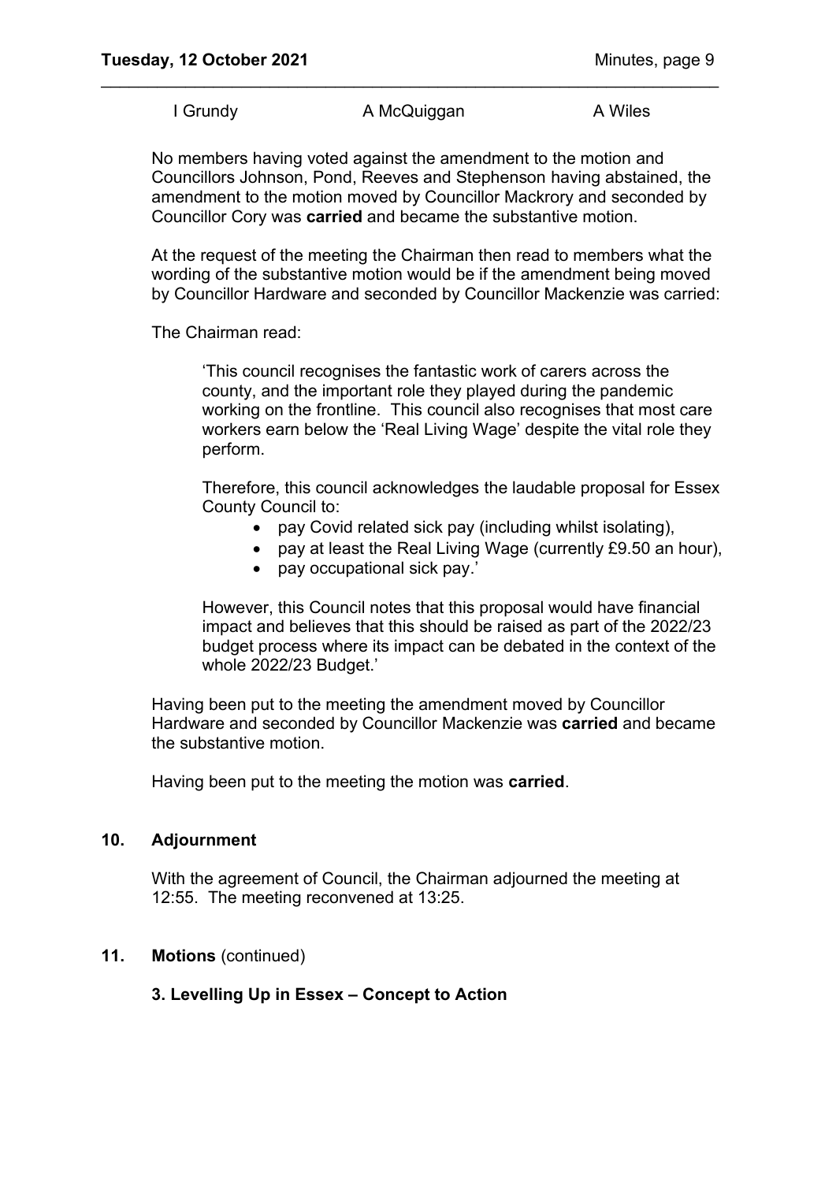| I Grundy | A McQuiggan | A Wiles |
|---|---|---|

No members having voted against the amendment to the motion and Councillors Johnson, Pond, Reeves and Stephenson having abstained, the amendment to the motion moved by Councillor Mackrory and seconded by Councillor Cory was **carried** and became the substantive motion.

At the request of the meeting the Chairman then read to members what the wording of the substantive motion would be if the amendment being moved by Councillor Hardware and seconded by Councillor Mackenzie was carried:

The Chairman read:

> 'This council recognises the fantastic work of carers across the county, and the important role they played during the pandemic working on the frontline. This council also recognises that most care workers earn below the 'Real Living Wage' despite the vital role they perform.
>
> Therefore, this council acknowledges the laudable proposal for Essex County Council to:
>
> - pay Covid related sick pay (including whilst isolating),
> - pay at least the Real Living Wage (currently £9.50 an hour),
> - pay occupational sick pay.'
>
> However, this Council notes that this proposal would have financial impact and believes that this should be raised as part of the 2022/23 budget process where its impact can be debated in the context of the whole 2022/23 Budget.'

Having been put to the meeting the amendment moved by Councillor Hardware and seconded by Councillor Mackenzie was **carried** and became the substantive motion.

Having been put to the meeting the motion was **carried**.

## 10. Adjournment

With the agreement of Council, the Chairman adjourned the meeting at 12:55. The meeting reconvened at 13:25.

## 11. Motions (continued)

### 3. Levelling Up in Essex – Concept to Action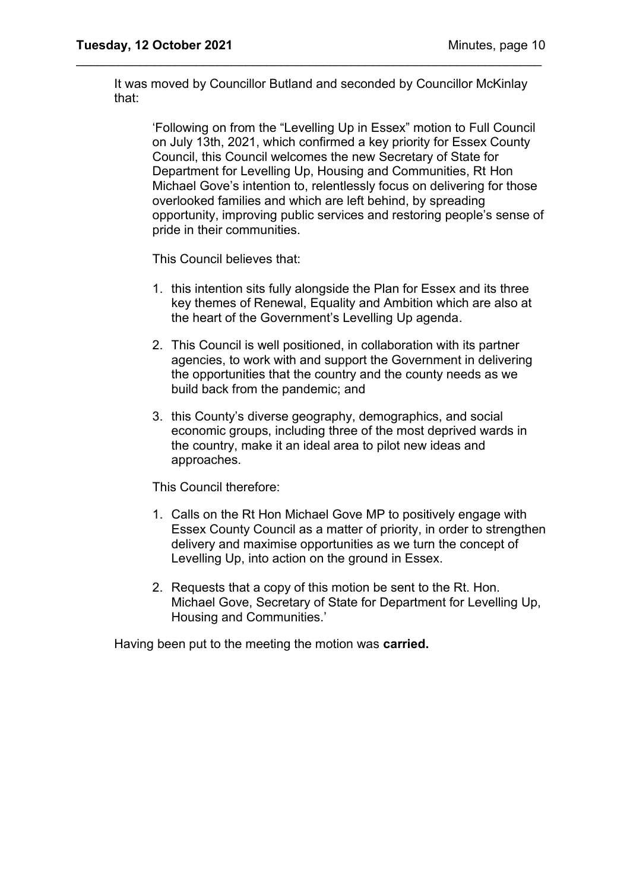It was moved by Councillor Butland and seconded by Councillor McKinlay that:

> 'Following on from the "Levelling Up in Essex" motion to Full Council on July 13th, 2021, which confirmed a key priority for Essex County Council, this Council welcomes the new Secretary of State for Department for Levelling Up, Housing and Communities, Rt Hon Michael Gove's intention to, relentlessly focus on delivering for those overlooked families and which are left behind, by spreading opportunity, improving public services and restoring people's sense of pride in their communities.
>
> This Council believes that:
>
> 1. this intention sits fully alongside the Plan for Essex and its three key themes of Renewal, Equality and Ambition which are also at the heart of the Government's Levelling Up agenda.
> 2. This Council is well positioned, in collaboration with its partner agencies, to work with and support the Government in delivering the opportunities that the country and the county needs as we build back from the pandemic; and
> 3. this County's diverse geography, demographics, and social economic groups, including three of the most deprived wards in the country, make it an ideal area to pilot new ideas and approaches.
>
> This Council therefore:
>
> 1. Calls on the Rt Hon Michael Gove MP to positively engage with Essex County Council as a matter of priority, in order to strengthen delivery and maximise opportunities as we turn the concept of Levelling Up, into action on the ground in Essex.
> 2. Requests that a copy of this motion be sent to the Rt. Hon. Michael Gove, Secretary of State for Department for Levelling Up, Housing and Communities.'

Having been put to the meeting the motion was **carried.**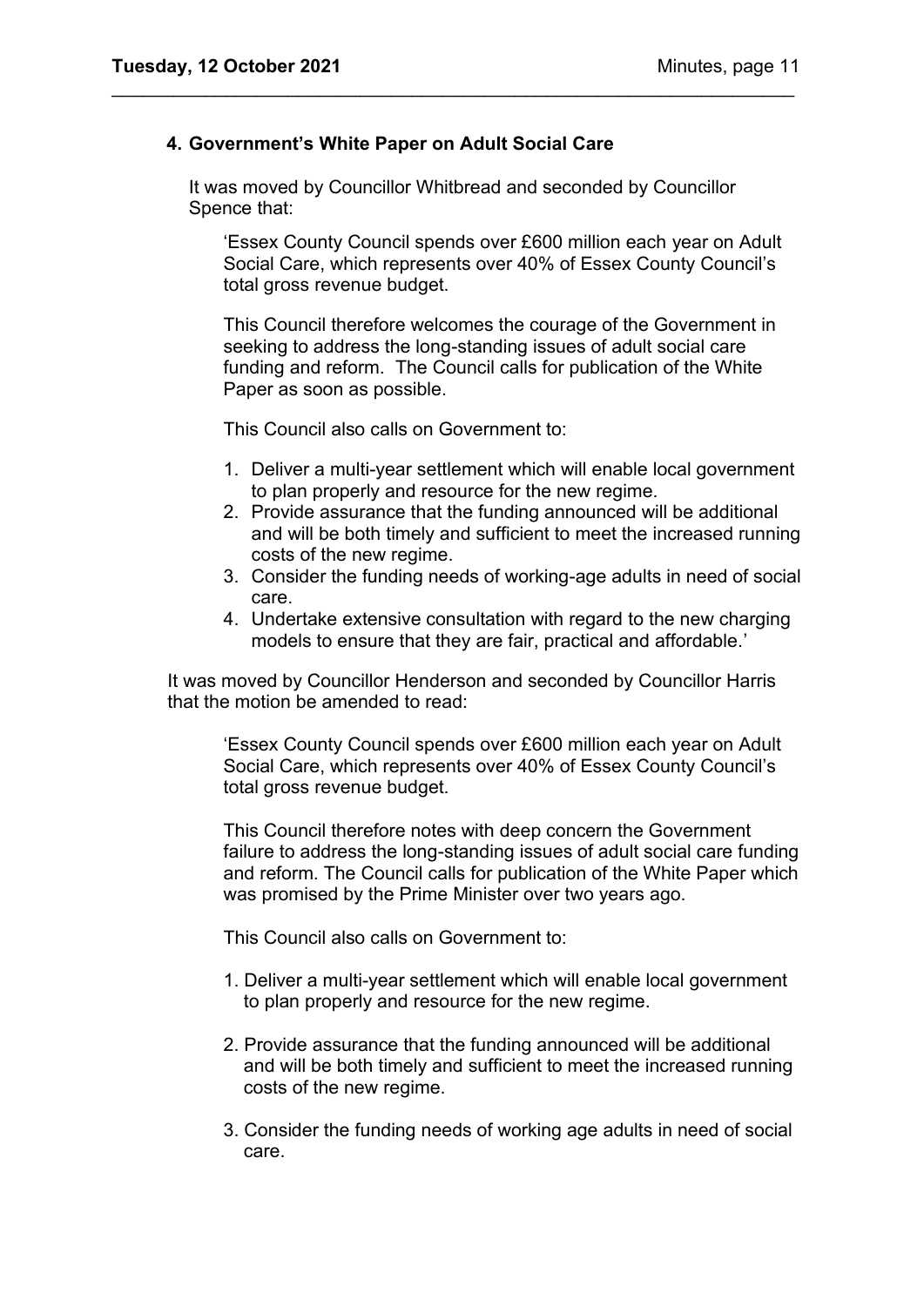## 4. Government's White Paper on Adult Social Care

It was moved by Councillor Whitbread and seconded by Councillor Spence that:

> 'Essex County Council spends over £600 million each year on Adult Social Care, which represents over 40% of Essex County Council's total gross revenue budget.
>
> This Council therefore welcomes the courage of the Government in seeking to address the long-standing issues of adult social care funding and reform. The Council calls for publication of the White Paper as soon as possible.
>
> This Council also calls on Government to:
>
> 1. Deliver a multi-year settlement which will enable local government to plan properly and resource for the new regime.
> 2. Provide assurance that the funding announced will be additional and will be both timely and sufficient to meet the increased running costs of the new regime.
> 3. Consider the funding needs of working-age adults in need of social care.
> 4. Undertake extensive consultation with regard to the new charging models to ensure that they are fair, practical and affordable.'

It was moved by Councillor Henderson and seconded by Councillor Harris that the motion be amended to read:

> 'Essex County Council spends over £600 million each year on Adult Social Care, which represents over 40% of Essex County Council's total gross revenue budget.
>
> This Council therefore notes with deep concern the Government failure to address the long-standing issues of adult social care funding and reform. The Council calls for publication of the White Paper which was promised by the Prime Minister over two years ago.
>
> This Council also calls on Government to:
>
> 1. Deliver a multi-year settlement which will enable local government to plan properly and resource for the new regime.
>
> 2. Provide assurance that the funding announced will be additional and will be both timely and sufficient to meet the increased running costs of the new regime.
>
> 3. Consider the funding needs of working age adults in need of social care.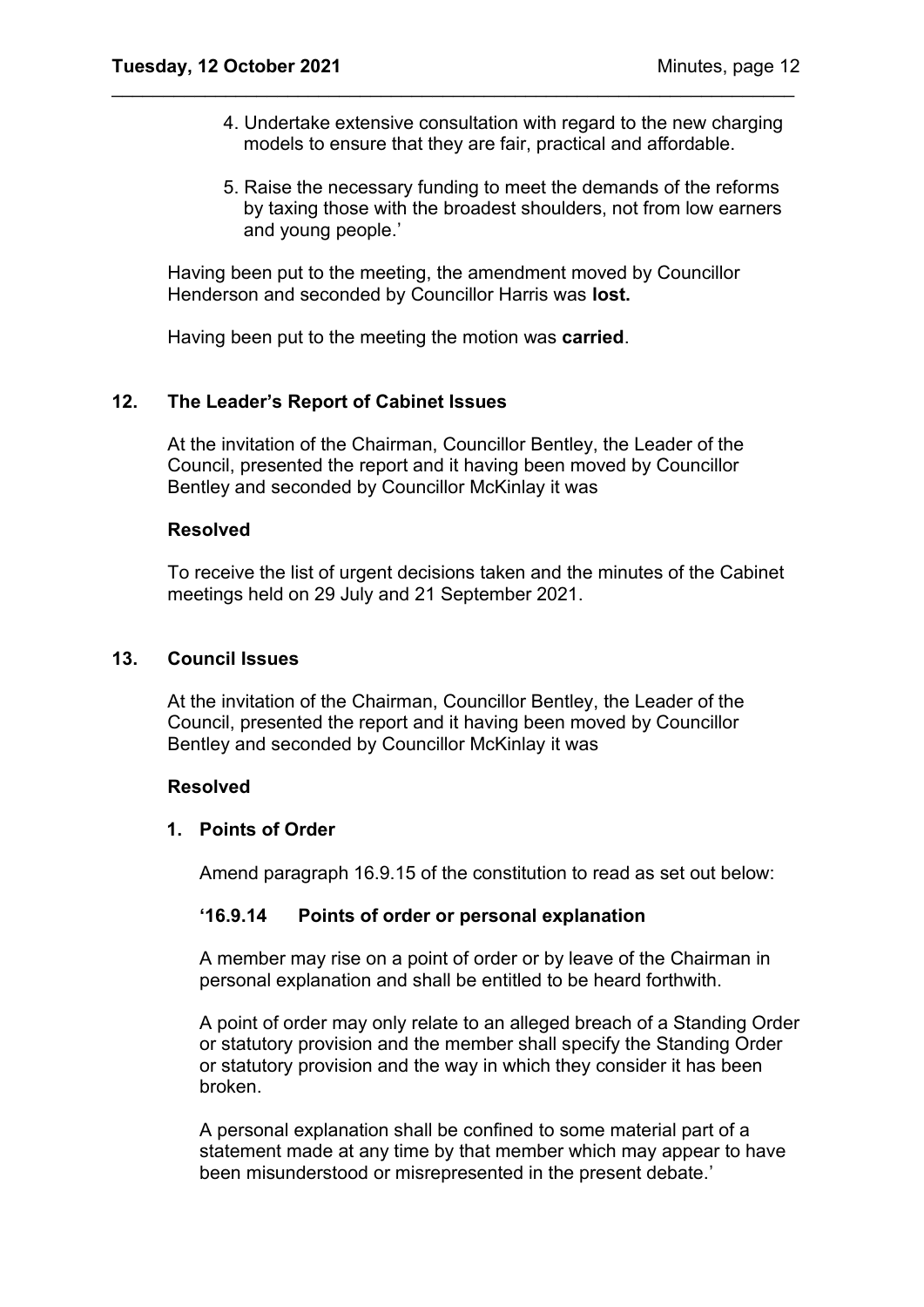4. Undertake extensive consultation with regard to the new charging models to ensure that they are fair, practical and affordable.

5. Raise the necessary funding to meet the demands of the reforms by taxing those with the broadest shoulders, not from low earners and young people.'

Having been put to the meeting, the amendment moved by Councillor Henderson and seconded by Councillor Harris was **lost.**

Having been put to the meeting the motion was **carried**.

## 12. The Leader's Report of Cabinet Issues

At the invitation of the Chairman, Councillor Bentley, the Leader of the Council, presented the report and it having been moved by Councillor Bentley and seconded by Councillor McKinlay it was

**Resolved**

To receive the list of urgent decisions taken and the minutes of the Cabinet meetings held on 29 July and 21 September 2021.

## 13. Council Issues

At the invitation of the Chairman, Councillor Bentley, the Leader of the Council, presented the report and it having been moved by Councillor Bentley and seconded by Councillor McKinlay it was

**Resolved**

**1. Points of Order**

Amend paragraph 16.9.15 of the constitution to read as set out below:

**'16.9.14 Points of order or personal explanation**

A member may rise on a point of order or by leave of the Chairman in personal explanation and shall be entitled to be heard forthwith.

A point of order may only relate to an alleged breach of a Standing Order or statutory provision and the member shall specify the Standing Order or statutory provision and the way in which they consider it has been broken.

A personal explanation shall be confined to some material part of a statement made at any time by that member which may appear to have been misunderstood or misrepresented in the present debate.'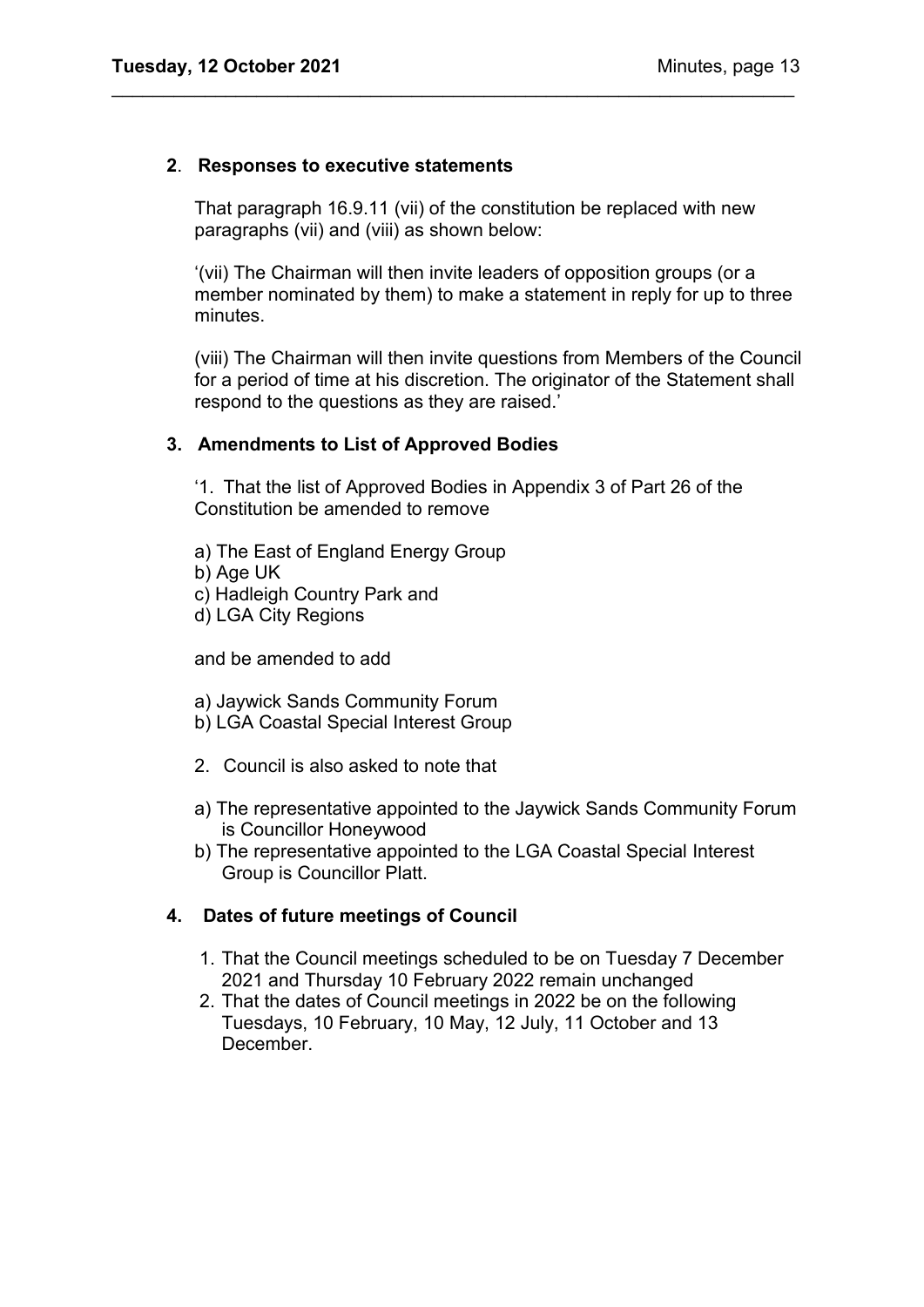**2**. **Responses to executive statements**

That paragraph 16.9.11 (vii) of the constitution be replaced with new paragraphs (vii) and (viii) as shown below:

'(vii) The Chairman will then invite leaders of opposition groups (or a member nominated by them) to make a statement in reply for up to three minutes.

(viii) The Chairman will then invite questions from Members of the Council for a period of time at his discretion. The originator of the Statement shall respond to the questions as they are raised.'

**3. Amendments to List of Approved Bodies**

'1. That the list of Approved Bodies in Appendix 3 of Part 26 of the Constitution be amended to remove

a) The East of England Energy Group
b) Age UK
c) Hadleigh Country Park and
d) LGA City Regions

and be amended to add

a) Jaywick Sands Community Forum
b) LGA Coastal Special Interest Group

2. Council is also asked to note that

a) The representative appointed to the Jaywick Sands Community Forum is Councillor Honeywood
b) The representative appointed to the LGA Coastal Special Interest Group is Councillor Platt.

**4. Dates of future meetings of Council**

1. That the Council meetings scheduled to be on Tuesday 7 December 2021 and Thursday 10 February 2022 remain unchanged
2. That the dates of Council meetings in 2022 be on the following Tuesdays, 10 February, 10 May, 12 July, 11 October and 13 December.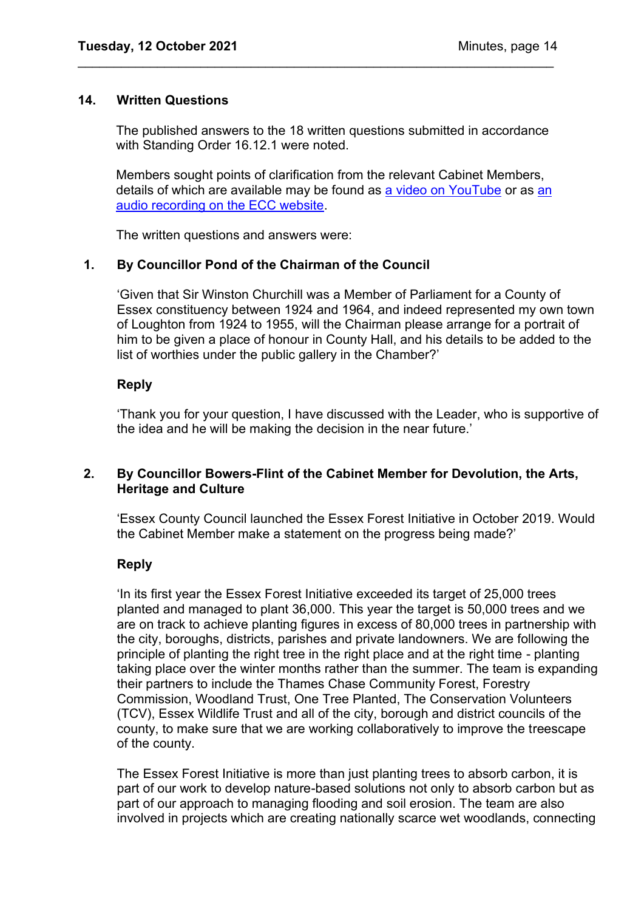## 14. Written Questions

The published answers to the 18 written questions submitted in accordance with Standing Order 16.12.1 were noted.

Members sought points of clarification from the relevant Cabinet Members, details of which are available may be found as [a video on YouTube] or as [an audio recording on the ECC website].

The written questions and answers were:

### 1. By Councillor Pond of the Chairman of the Council

'Given that Sir Winston Churchill was a Member of Parliament for a County of Essex constituency between 1924 and 1964, and indeed represented my own town of Loughton from 1924 to 1955, will the Chairman please arrange for a portrait of him to be given a place of honour in County Hall, and his details to be added to the list of worthies under the public gallery in the Chamber?'

**Reply**

'Thank you for your question, I have discussed with the Leader, who is supportive of the idea and he will be making the decision in the near future.'

### 2. By Councillor Bowers-Flint of the Cabinet Member for Devolution, the Arts, Heritage and Culture

'Essex County Council launched the Essex Forest Initiative in October 2019. Would the Cabinet Member make a statement on the progress being made?'

**Reply**

'In its first year the Essex Forest Initiative exceeded its target of 25,000 trees planted and managed to plant 36,000. This year the target is 50,000 trees and we are on track to achieve planting figures in excess of 80,000 trees in partnership with the city, boroughs, districts, parishes and private landowners. We are following the principle of planting the right tree in the right place and at the right time - planting taking place over the winter months rather than the summer. The team is expanding their partners to include the Thames Chase Community Forest, Forestry Commission, Woodland Trust, One Tree Planted, The Conservation Volunteers (TCV), Essex Wildlife Trust and all of the city, borough and district councils of the county, to make sure that we are working collaboratively to improve the treescape of the county.

The Essex Forest Initiative is more than just planting trees to absorb carbon, it is part of our work to develop nature-based solutions not only to absorb carbon but as part of our approach to managing flooding and soil erosion. The team are also involved in projects which are creating nationally scarce wet woodlands, connecting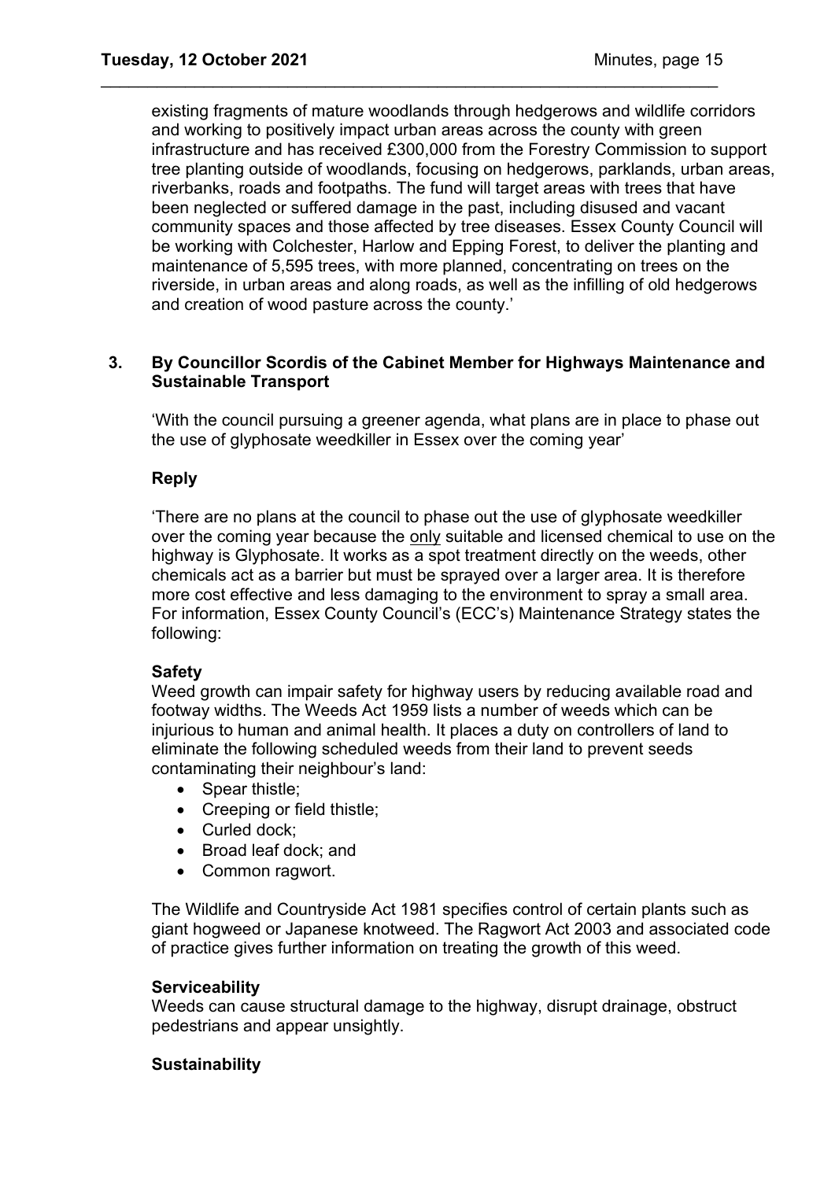existing fragments of mature woodlands through hedgerows and wildlife corridors and working to positively impact urban areas across the county with green infrastructure and has received £300,000 from the Forestry Commission to support tree planting outside of woodlands, focusing on hedgerows, parklands, urban areas, riverbanks, roads and footpaths. The fund will target areas with trees that have been neglected or suffered damage in the past, including disused and vacant community spaces and those affected by tree diseases. Essex County Council will be working with Colchester, Harlow and Epping Forest, to deliver the planting and maintenance of 5,595 trees, with more planned, concentrating on trees on the riverside, in urban areas and along roads, as well as the infilling of old hedgerows and creation of wood pasture across the county.'

**3. By Councillor Scordis of the Cabinet Member for Highways Maintenance and Sustainable Transport**

'With the council pursuing a greener agenda, what plans are in place to phase out the use of glyphosate weedkiller in Essex over the coming year'

**Reply**

'There are no plans at the council to phase out the use of glyphosate weedkiller over the coming year because the <u>only</u> suitable and licensed chemical to use on the highway is Glyphosate. It works as a spot treatment directly on the weeds, other chemicals act as a barrier but must be sprayed over a larger area. It is therefore more cost effective and less damaging to the environment to spray a small area. For information, Essex County Council's (ECC's) Maintenance Strategy states the following:

**Safety**
Weed growth can impair safety for highway users by reducing available road and footway widths. The Weeds Act 1959 lists a number of weeds which can be injurious to human and animal health. It places a duty on controllers of land to eliminate the following scheduled weeds from their land to prevent seeds contaminating their neighbour's land:

- Spear thistle;
- Creeping or field thistle;
- Curled dock;
- Broad leaf dock; and
- Common ragwort.

The Wildlife and Countryside Act 1981 specifies control of certain plants such as giant hogweed or Japanese knotweed. The Ragwort Act 2003 and associated code of practice gives further information on treating the growth of this weed.

**Serviceability**
Weeds can cause structural damage to the highway, disrupt drainage, obstruct pedestrians and appear unsightly.

**Sustainability**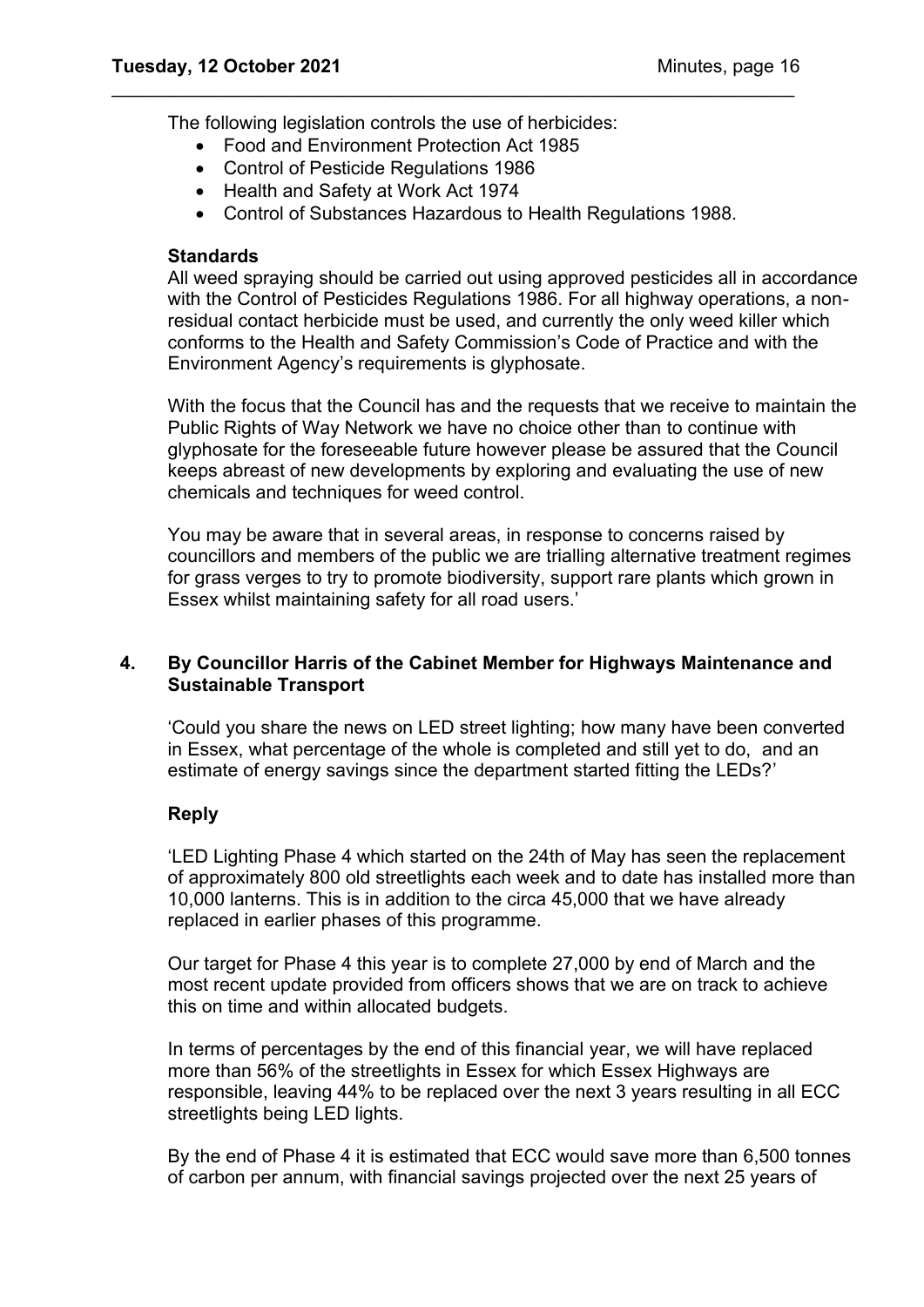The following legislation controls the use of herbicides:

- Food and Environment Protection Act 1985
- Control of Pesticide Regulations 1986
- Health and Safety at Work Act 1974
- Control of Substances Hazardous to Health Regulations 1988.

**Standards**

All weed spraying should be carried out using approved pesticides all in accordance with the Control of Pesticides Regulations 1986. For all highway operations, a non-residual contact herbicide must be used, and currently the only weed killer which conforms to the Health and Safety Commission's Code of Practice and with the Environment Agency's requirements is glyphosate.

With the focus that the Council has and the requests that we receive to maintain the Public Rights of Way Network we have no choice other than to continue with glyphosate for the foreseeable future however please be assured that the Council keeps abreast of new developments by exploring and evaluating the use of new chemicals and techniques for weed control.

You may be aware that in several areas, in response to concerns raised by councillors and members of the public we are trialling alternative treatment regimes for grass verges to try to promote biodiversity, support rare plants which grown in Essex whilst maintaining safety for all road users.'

**4. By Councillor Harris of the Cabinet Member for Highways Maintenance and Sustainable Transport**

'Could you share the news on LED street lighting; how many have been converted in Essex, what percentage of the whole is completed and still yet to do, and an estimate of energy savings since the department started fitting the LEDs?'

**Reply**

'LED Lighting Phase 4 which started on the 24th of May has seen the replacement of approximately 800 old streetlights each week and to date has installed more than 10,000 lanterns. This is in addition to the circa 45,000 that we have already replaced in earlier phases of this programme.

Our target for Phase 4 this year is to complete 27,000 by end of March and the most recent update provided from officers shows that we are on track to achieve this on time and within allocated budgets.

In terms of percentages by the end of this financial year, we will have replaced more than 56% of the streetlights in Essex for which Essex Highways are responsible, leaving 44% to be replaced over the next 3 years resulting in all ECC streetlights being LED lights.

By the end of Phase 4 it is estimated that ECC would save more than 6,500 tonnes of carbon per annum, with financial savings projected over the next 25 years of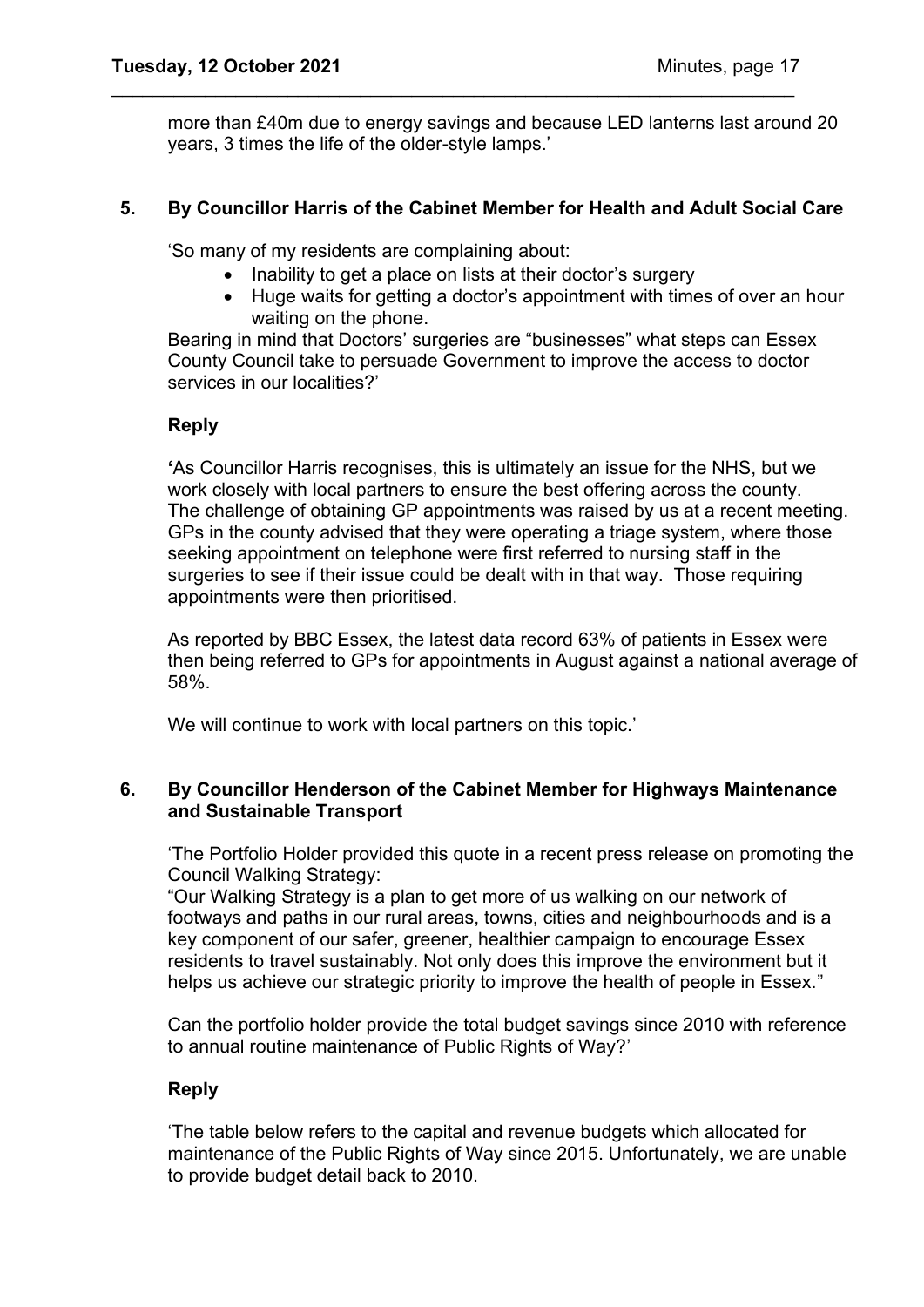more than £40m due to energy savings and because LED lanterns last around 20 years, 3 times the life of the older-style lamps.'

### 5. By Councillor Harris of the Cabinet Member for Health and Adult Social Care

'So many of my residents are complaining about:

- Inability to get a place on lists at their doctor's surgery
- Huge waits for getting a doctor's appointment with times of over an hour waiting on the phone.

Bearing in mind that Doctors' surgeries are "businesses" what steps can Essex County Council take to persuade Government to improve the access to doctor services in our localities?'

**Reply**

**'**As Councillor Harris recognises, this is ultimately an issue for the NHS, but we work closely with local partners to ensure the best offering across the county. The challenge of obtaining GP appointments was raised by us at a recent meeting. GPs in the county advised that they were operating a triage system, where those seeking appointment on telephone were first referred to nursing staff in the surgeries to see if their issue could be dealt with in that way. Those requiring appointments were then prioritised.

As reported by BBC Essex, the latest data record 63% of patients in Essex were then being referred to GPs for appointments in August against a national average of 58%.

We will continue to work with local partners on this topic.'

### 6. By Councillor Henderson of the Cabinet Member for Highways Maintenance and Sustainable Transport

'The Portfolio Holder provided this quote in a recent press release on promoting the Council Walking Strategy:

"Our Walking Strategy is a plan to get more of us walking on our network of footways and paths in our rural areas, towns, cities and neighbourhoods and is a key component of our safer, greener, healthier campaign to encourage Essex residents to travel sustainably. Not only does this improve the environment but it helps us achieve our strategic priority to improve the health of people in Essex."

Can the portfolio holder provide the total budget savings since 2010 with reference to annual routine maintenance of Public Rights of Way?'

**Reply**

'The table below refers to the capital and revenue budgets which allocated for maintenance of the Public Rights of Way since 2015. Unfortunately, we are unable to provide budget detail back to 2010.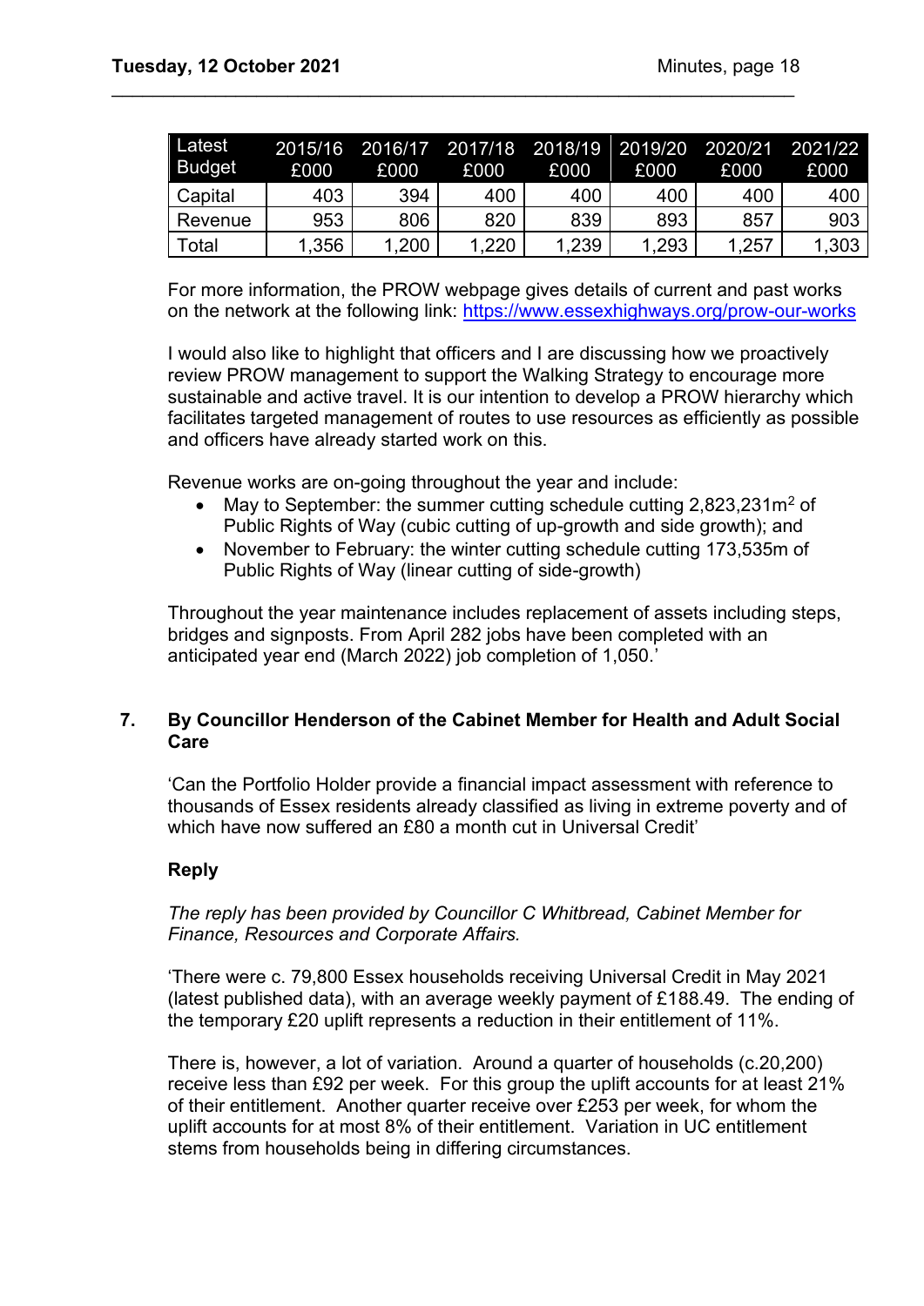| Latest Budget | 2015/16 £000 | 2016/17 £000 | 2017/18 £000 | 2018/19 £000 | 2019/20 £000 | 2020/21 £000 | 2021/22 £000 |
|---|---|---|---|---|---|---|---|
| Capital | 403 | 394 | 400 | 400 | 400 | 400 | 400 |
| Revenue | 953 | 806 | 820 | 839 | 893 | 857 | 903 |
| Total | 1,356 | 1,200 | 1,220 | 1,239 | 1,293 | 1,257 | 1,303 |

For more information, the PROW webpage gives details of current and past works on the network at the following link: https://www.essexhighways.org/prow-our-works

I would also like to highlight that officers and I are discussing how we proactively review PROW management to support the Walking Strategy to encourage more sustainable and active travel. It is our intention to develop a PROW hierarchy which facilitates targeted management of routes to use resources as efficiently as possible and officers have already started work on this.

Revenue works are on-going throughout the year and include:

- May to September: the summer cutting schedule cutting 2,823,231$m^2$ of Public Rights of Way (cubic cutting of up-growth and side growth); and
- November to February: the winter cutting schedule cutting 173,535m of Public Rights of Way (linear cutting of side-growth)

Throughout the year maintenance includes replacement of assets including steps, bridges and signposts. From April 282 jobs have been completed with an anticipated year end (March 2022) job completion of 1,050.'

## 7. By Councillor Henderson of the Cabinet Member for Health and Adult Social Care

'Can the Portfolio Holder provide a financial impact assessment with reference to thousands of Essex residents already classified as living in extreme poverty and of which have now suffered an £80 a month cut in Universal Credit'

**Reply**

*The reply has been provided by Councillor C Whitbread, Cabinet Member for Finance, Resources and Corporate Affairs.*

'There were c. 79,800 Essex households receiving Universal Credit in May 2021 (latest published data), with an average weekly payment of £188.49. The ending of the temporary £20 uplift represents a reduction in their entitlement of 11%.

There is, however, a lot of variation. Around a quarter of households (c.20,200) receive less than £92 per week. For this group the uplift accounts for at least 21% of their entitlement. Another quarter receive over £253 per week, for whom the uplift accounts for at most 8% of their entitlement. Variation in UC entitlement stems from households being in differing circumstances.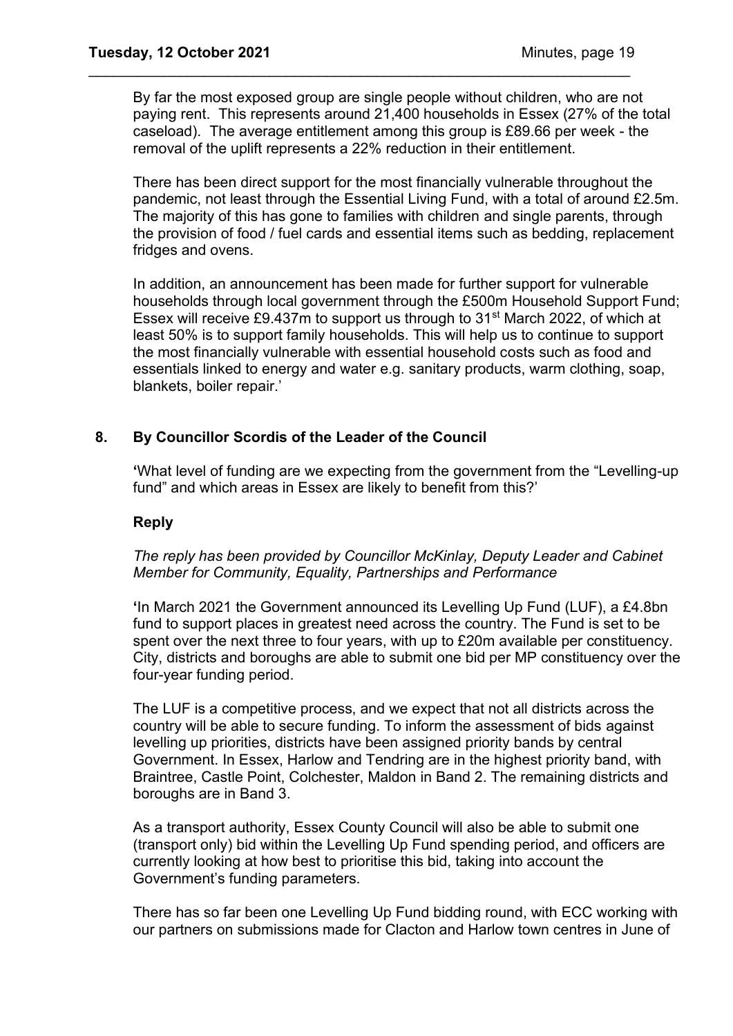By far the most exposed group are single people without children, who are not paying rent. This represents around 21,400 households in Essex (27% of the total caseload). The average entitlement among this group is £89.66 per week - the removal of the uplift represents a 22% reduction in their entitlement.

There has been direct support for the most financially vulnerable throughout the pandemic, not least through the Essential Living Fund, with a total of around £2.5m. The majority of this has gone to families with children and single parents, through the provision of food / fuel cards and essential items such as bedding, replacement fridges and ovens.

In addition, an announcement has been made for further support for vulnerable households through local government through the £500m Household Support Fund; Essex will receive £9.437m to support us through to 31st March 2022, of which at least 50% is to support family households. This will help us to continue to support the most financially vulnerable with essential household costs such as food and essentials linked to energy and water e.g. sanitary products, warm clothing, soap, blankets, boiler repair.'

## 8. By Councillor Scordis of the Leader of the Council

'What level of funding are we expecting from the government from the "Levelling-up fund" and which areas in Essex are likely to benefit from this?'

### Reply

*The reply has been provided by Councillor McKinlay, Deputy Leader and Cabinet Member for Community, Equality, Partnerships and Performance*

'In March 2021 the Government announced its Levelling Up Fund (LUF), a £4.8bn fund to support places in greatest need across the country. The Fund is set to be spent over the next three to four years, with up to £20m available per constituency. City, districts and boroughs are able to submit one bid per MP constituency over the four-year funding period.

The LUF is a competitive process, and we expect that not all districts across the country will be able to secure funding. To inform the assessment of bids against levelling up priorities, districts have been assigned priority bands by central Government. In Essex, Harlow and Tendring are in the highest priority band, with Braintree, Castle Point, Colchester, Maldon in Band 2. The remaining districts and boroughs are in Band 3.

As a transport authority, Essex County Council will also be able to submit one (transport only) bid within the Levelling Up Fund spending period, and officers are currently looking at how best to prioritise this bid, taking into account the Government's funding parameters.

There has so far been one Levelling Up Fund bidding round, with ECC working with our partners on submissions made for Clacton and Harlow town centres in June of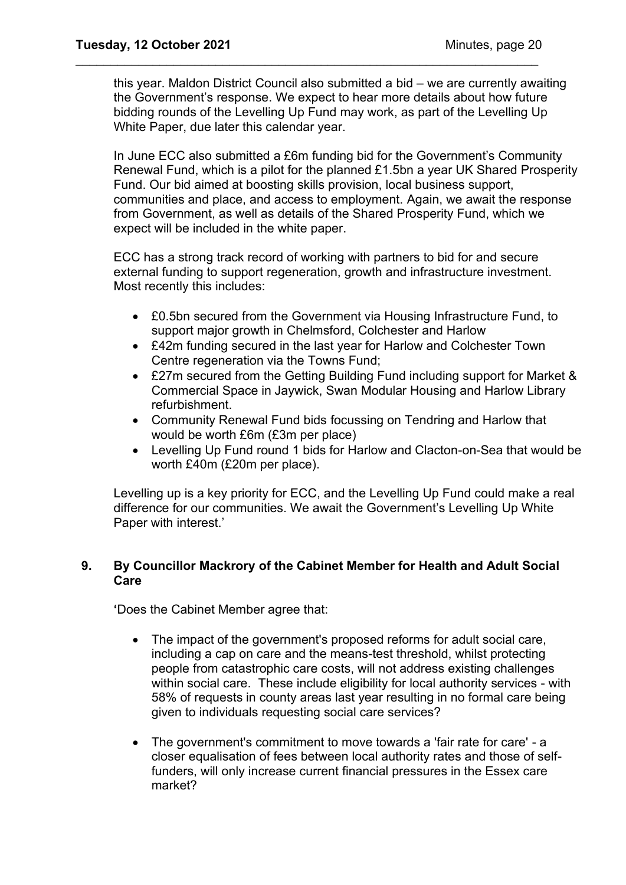this year. Maldon District Council also submitted a bid – we are currently awaiting the Government's response. We expect to hear more details about how future bidding rounds of the Levelling Up Fund may work, as part of the Levelling Up White Paper, due later this calendar year.

In June ECC also submitted a £6m funding bid for the Government's Community Renewal Fund, which is a pilot for the planned £1.5bn a year UK Shared Prosperity Fund. Our bid aimed at boosting skills provision, local business support, communities and place, and access to employment. Again, we await the response from Government, as well as details of the Shared Prosperity Fund, which we expect will be included in the white paper.

ECC has a strong track record of working with partners to bid for and secure external funding to support regeneration, growth and infrastructure investment. Most recently this includes:

- £0.5bn secured from the Government via Housing Infrastructure Fund, to support major growth in Chelmsford, Colchester and Harlow
- £42m funding secured in the last year for Harlow and Colchester Town Centre regeneration via the Towns Fund;
- £27m secured from the Getting Building Fund including support for Market & Commercial Space in Jaywick, Swan Modular Housing and Harlow Library refurbishment.
- Community Renewal Fund bids focussing on Tendring and Harlow that would be worth £6m (£3m per place)
- Levelling Up Fund round 1 bids for Harlow and Clacton-on-Sea that would be worth £40m (£20m per place).

Levelling up is a key priority for ECC, and the Levelling Up Fund could make a real difference for our communities. We await the Government's Levelling Up White Paper with interest.'

## 9. By Councillor Mackrory of the Cabinet Member for Health and Adult Social Care

'Does the Cabinet Member agree that:

- The impact of the government's proposed reforms for adult social care, including a cap on care and the means-test threshold, whilst protecting people from catastrophic care costs, will not address existing challenges within social care. These include eligibility for local authority services - with 58% of requests in county areas last year resulting in no formal care being given to individuals requesting social care services?
- The government's commitment to move towards a 'fair rate for care' - a closer equalisation of fees between local authority rates and those of self-funders, will only increase current financial pressures in the Essex care market?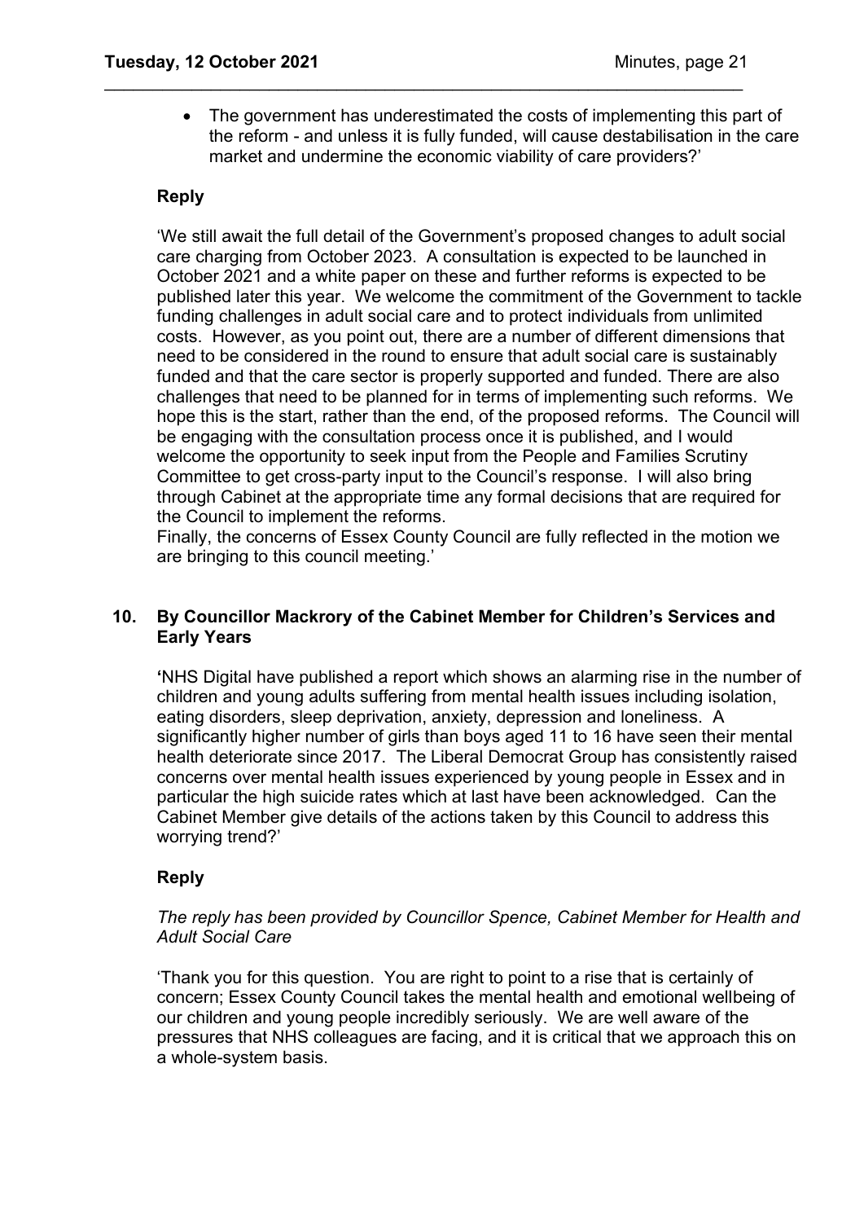- The government has underestimated the costs of implementing this part of the reform - and unless it is fully funded, will cause destabilisation in the care market and undermine the economic viability of care providers?'

**Reply**

'We still await the full detail of the Government's proposed changes to adult social care charging from October 2023. A consultation is expected to be launched in October 2021 and a white paper on these and further reforms is expected to be published later this year. We welcome the commitment of the Government to tackle funding challenges in adult social care and to protect individuals from unlimited costs. However, as you point out, there are a number of different dimensions that need to be considered in the round to ensure that adult social care is sustainably funded and that the care sector is properly supported and funded. There are also challenges that need to be planned for in terms of implementing such reforms. We hope this is the start, rather than the end, of the proposed reforms. The Council will be engaging with the consultation process once it is published, and I would welcome the opportunity to seek input from the People and Families Scrutiny Committee to get cross-party input to the Council's response. I will also bring through Cabinet at the appropriate time any formal decisions that are required for the Council to implement the reforms.
Finally, the concerns of Essex County Council are fully reflected in the motion we are bringing to this council meeting.'

### 10. By Councillor Mackrory of the Cabinet Member for Children's Services and Early Years

**'**NHS Digital have published a report which shows an alarming rise in the number of children and young adults suffering from mental health issues including isolation, eating disorders, sleep deprivation, anxiety, depression and loneliness. A significantly higher number of girls than boys aged 11 to 16 have seen their mental health deteriorate since 2017. The Liberal Democrat Group has consistently raised concerns over mental health issues experienced by young people in Essex and in particular the high suicide rates which at last have been acknowledged. Can the Cabinet Member give details of the actions taken by this Council to address this worrying trend?'

**Reply**

*The reply has been provided by Councillor Spence, Cabinet Member for Health and Adult Social Care*

'Thank you for this question. You are right to point to a rise that is certainly of concern; Essex County Council takes the mental health and emotional wellbeing of our children and young people incredibly seriously. We are well aware of the pressures that NHS colleagues are facing, and it is critical that we approach this on a whole-system basis.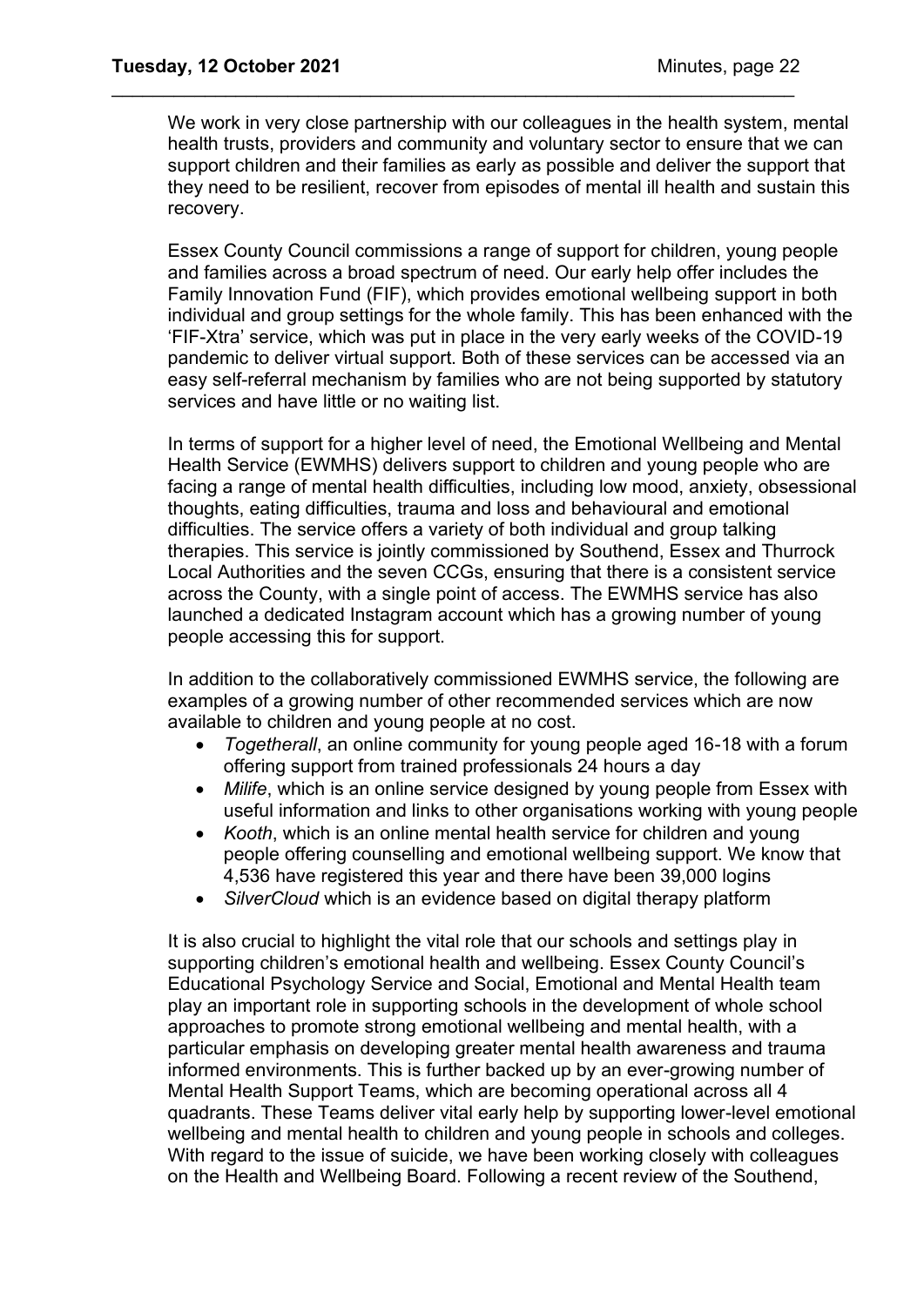We work in very close partnership with our colleagues in the health system, mental health trusts, providers and community and voluntary sector to ensure that we can support children and their families as early as possible and deliver the support that they need to be resilient, recover from episodes of mental ill health and sustain this recovery.

Essex County Council commissions a range of support for children, young people and families across a broad spectrum of need. Our early help offer includes the Family Innovation Fund (FIF), which provides emotional wellbeing support in both individual and group settings for the whole family. This has been enhanced with the 'FIF-Xtra' service, which was put in place in the very early weeks of the COVID-19 pandemic to deliver virtual support. Both of these services can be accessed via an easy self-referral mechanism by families who are not being supported by statutory services and have little or no waiting list.

In terms of support for a higher level of need, the Emotional Wellbeing and Mental Health Service (EWMHS) delivers support to children and young people who are facing a range of mental health difficulties, including low mood, anxiety, obsessional thoughts, eating difficulties, trauma and loss and behavioural and emotional difficulties. The service offers a variety of both individual and group talking therapies. This service is jointly commissioned by Southend, Essex and Thurrock Local Authorities and the seven CCGs, ensuring that there is a consistent service across the County, with a single point of access. The EWMHS service has also launched a dedicated Instagram account which has a growing number of young people accessing this for support.

In addition to the collaboratively commissioned EWMHS service, the following are examples of a growing number of other recommended services which are now available to children and young people at no cost.

- *Togetherall*, an online community for young people aged 16-18 with a forum offering support from trained professionals 24 hours a day
- *Milife*, which is an online service designed by young people from Essex with useful information and links to other organisations working with young people
- *Kooth*, which is an online mental health service for children and young people offering counselling and emotional wellbeing support. We know that 4,536 have registered this year and there have been 39,000 logins
- *SilverCloud* which is an evidence based on digital therapy platform

It is also crucial to highlight the vital role that our schools and settings play in supporting children's emotional health and wellbeing. Essex County Council's Educational Psychology Service and Social, Emotional and Mental Health team play an important role in supporting schools in the development of whole school approaches to promote strong emotional wellbeing and mental health, with a particular emphasis on developing greater mental health awareness and trauma informed environments. This is further backed up by an ever-growing number of Mental Health Support Teams, which are becoming operational across all 4 quadrants. These Teams deliver vital early help by supporting lower-level emotional wellbeing and mental health to children and young people in schools and colleges. With regard to the issue of suicide, we have been working closely with colleagues on the Health and Wellbeing Board. Following a recent review of the Southend,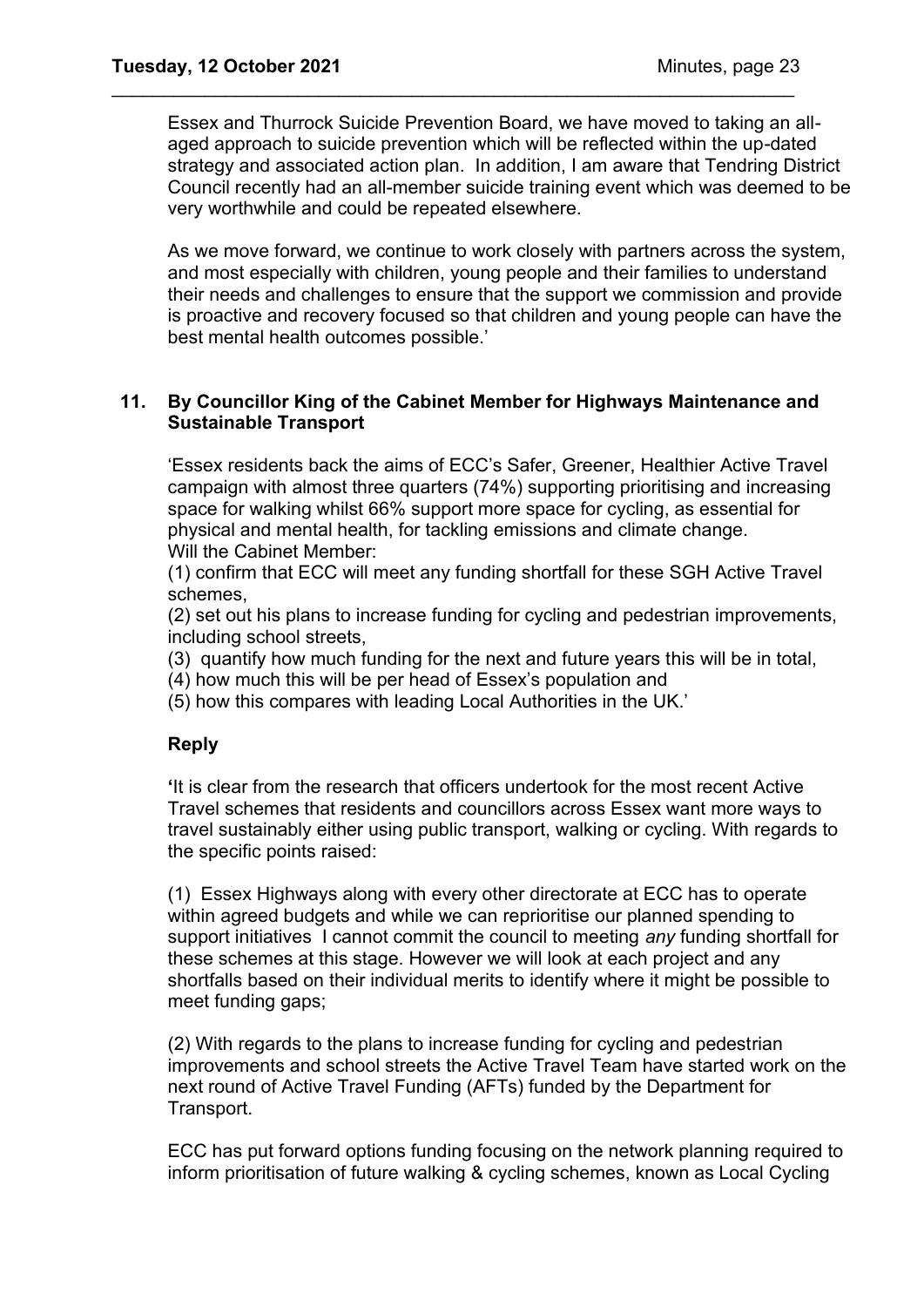Essex and Thurrock Suicide Prevention Board, we have moved to taking an all-aged approach to suicide prevention which will be reflected within the up-dated strategy and associated action plan. In addition, I am aware that Tendring District Council recently had an all-member suicide training event which was deemed to be very worthwhile and could be repeated elsewhere.

As we move forward, we continue to work closely with partners across the system, and most especially with children, young people and their families to understand their needs and challenges to ensure that the support we commission and provide is proactive and recovery focused so that children and young people can have the best mental health outcomes possible.'

**11. By Councillor King of the Cabinet Member for Highways Maintenance and Sustainable Transport**

'Essex residents back the aims of ECC's Safer, Greener, Healthier Active Travel campaign with almost three quarters (74%) supporting prioritising and increasing space for walking whilst 66% support more space for cycling, as essential for physical and mental health, for tackling emissions and climate change.
Will the Cabinet Member:

(1) confirm that ECC will meet any funding shortfall for these SGH Active Travel schemes,

(2) set out his plans to increase funding for cycling and pedestrian improvements, including school streets,

(3) quantify how much funding for the next and future years this will be in total,

(4) how much this will be per head of Essex's population and

(5) how this compares with leading Local Authorities in the UK.'

**Reply**

**'**It is clear from the research that officers undertook for the most recent Active Travel schemes that residents and councillors across Essex want more ways to travel sustainably either using public transport, walking or cycling. With regards to the specific points raised:

(1) Essex Highways along with every other directorate at ECC has to operate within agreed budgets and while we can reprioritise our planned spending to support initiatives I cannot commit the council to meeting *any* funding shortfall for these schemes at this stage. However we will look at each project and any shortfalls based on their individual merits to identify where it might be possible to meet funding gaps;

(2) With regards to the plans to increase funding for cycling and pedestrian improvements and school streets the Active Travel Team have started work on the next round of Active Travel Funding (AFTs) funded by the Department for Transport.

ECC has put forward options funding focusing on the network planning required to inform prioritisation of future walking & cycling schemes, known as Local Cycling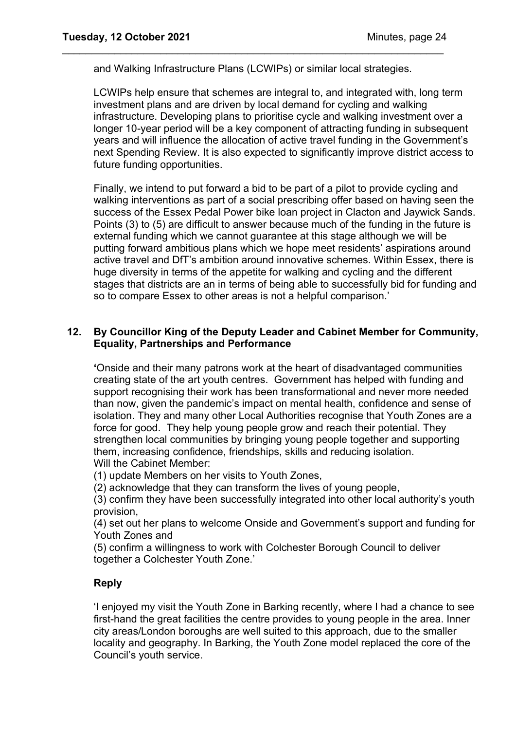and Walking Infrastructure Plans (LCWIPs) or similar local strategies.

LCWIPs help ensure that schemes are integral to, and integrated with, long term investment plans and are driven by local demand for cycling and walking infrastructure. Developing plans to prioritise cycle and walking investment over a longer 10-year period will be a key component of attracting funding in subsequent years and will influence the allocation of active travel funding in the Government's next Spending Review. It is also expected to significantly improve district access to future funding opportunities.

Finally, we intend to put forward a bid to be part of a pilot to provide cycling and walking interventions as part of a social prescribing offer based on having seen the success of the Essex Pedal Power bike loan project in Clacton and Jaywick Sands. Points (3) to (5) are difficult to answer because much of the funding in the future is external funding which we cannot guarantee at this stage although we will be putting forward ambitious plans which we hope meet residents' aspirations around active travel and DfT's ambition around innovative schemes. Within Essex, there is huge diversity in terms of the appetite for walking and cycling and the different stages that districts are an in terms of being able to successfully bid for funding and so to compare Essex to other areas is not a helpful comparison.'

**12. By Councillor King of the Deputy Leader and Cabinet Member for Community, Equality, Partnerships and Performance**

'Onside and their many patrons work at the heart of disadvantaged communities creating state of the art youth centres. Government has helped with funding and support recognising their work has been transformational and never more needed than now, given the pandemic's impact on mental health, confidence and sense of isolation. They and many other Local Authorities recognise that Youth Zones are a force for good. They help young people grow and reach their potential. They strengthen local communities by bringing young people together and supporting them, increasing confidence, friendships, skills and reducing isolation.
Will the Cabinet Member:
(1) update Members on her visits to Youth Zones,
(2) acknowledge that they can transform the lives of young people,
(3) confirm they have been successfully integrated into other local authority's youth provision,
(4) set out her plans to welcome Onside and Government's support and funding for Youth Zones and
(5) confirm a willingness to work with Colchester Borough Council to deliver together a Colchester Youth Zone.'

**Reply**

'I enjoyed my visit the Youth Zone in Barking recently, where I had a chance to see first-hand the great facilities the centre provides to young people in the area. Inner city areas/London boroughs are well suited to this approach, due to the smaller locality and geography. In Barking, the Youth Zone model replaced the core of the Council's youth service.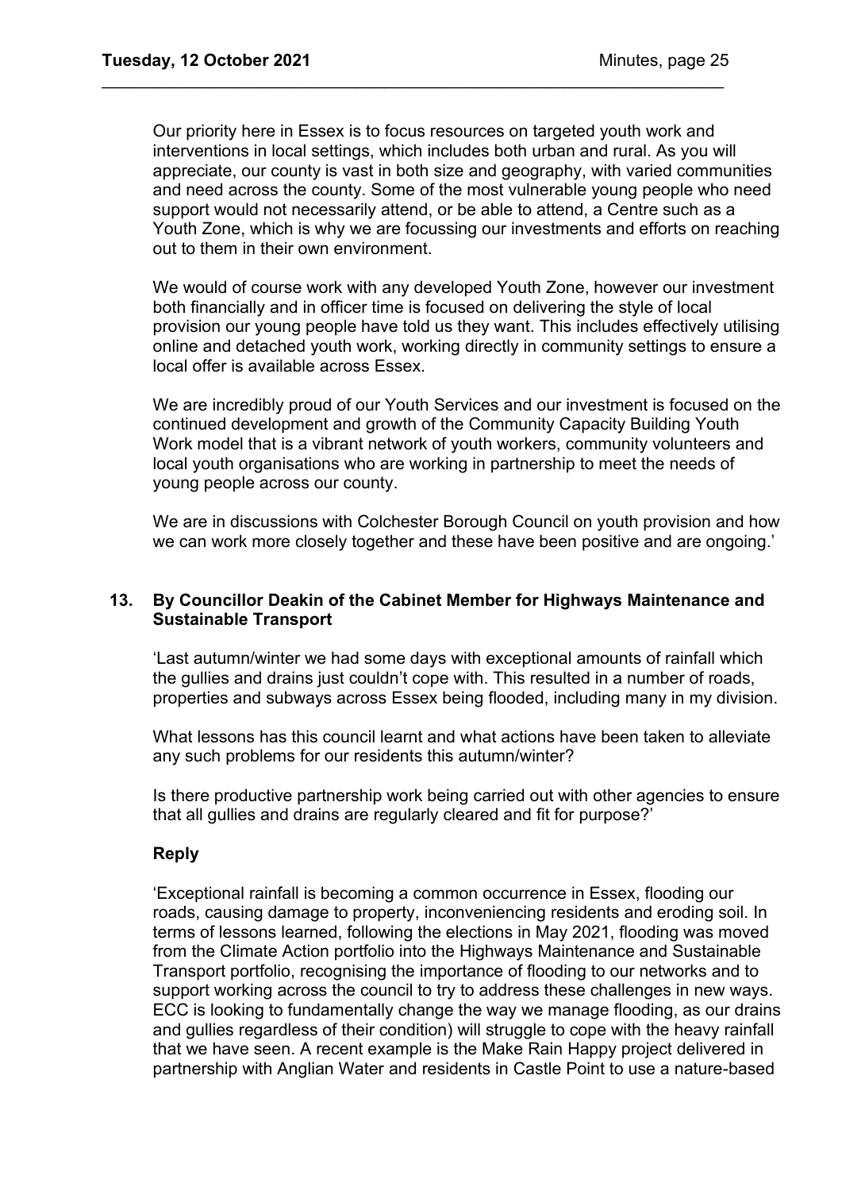Our priority here in Essex is to focus resources on targeted youth work and interventions in local settings, which includes both urban and rural. As you will appreciate, our county is vast in both size and geography, with varied communities and need across the county. Some of the most vulnerable young people who need support would not necessarily attend, or be able to attend, a Centre such as a Youth Zone, which is why we are focussing our investments and efforts on reaching out to them in their own environment.

We would of course work with any developed Youth Zone, however our investment both financially and in officer time is focused on delivering the style of local provision our young people have told us they want. This includes effectively utilising online and detached youth work, working directly in community settings to ensure a local offer is available across Essex.

We are incredibly proud of our Youth Services and our investment is focused on the continued development and growth of the Community Capacity Building Youth Work model that is a vibrant network of youth workers, community volunteers and local youth organisations who are working in partnership to meet the needs of young people across our county.

We are in discussions with Colchester Borough Council on youth provision and how we can work more closely together and these have been positive and are ongoing.'

### 13. By Councillor Deakin of the Cabinet Member for Highways Maintenance and Sustainable Transport

'Last autumn/winter we had some days with exceptional amounts of rainfall which the gullies and drains just couldn't cope with. This resulted in a number of roads, properties and subways across Essex being flooded, including many in my division.

What lessons has this council learnt and what actions have been taken to alleviate any such problems for our residents this autumn/winter?

Is there productive partnership work being carried out with other agencies to ensure that all gullies and drains are regularly cleared and fit for purpose?'

**Reply**

'Exceptional rainfall is becoming a common occurrence in Essex, flooding our roads, causing damage to property, inconveniencing residents and eroding soil. In terms of lessons learned, following the elections in May 2021, flooding was moved from the Climate Action portfolio into the Highways Maintenance and Sustainable Transport portfolio, recognising the importance of flooding to our networks and to support working across the council to try to address these challenges in new ways. ECC is looking to fundamentally change the way we manage flooding, as our drains and gullies regardless of their condition) will struggle to cope with the heavy rainfall that we have seen. A recent example is the Make Rain Happy project delivered in partnership with Anglian Water and residents in Castle Point to use a nature-based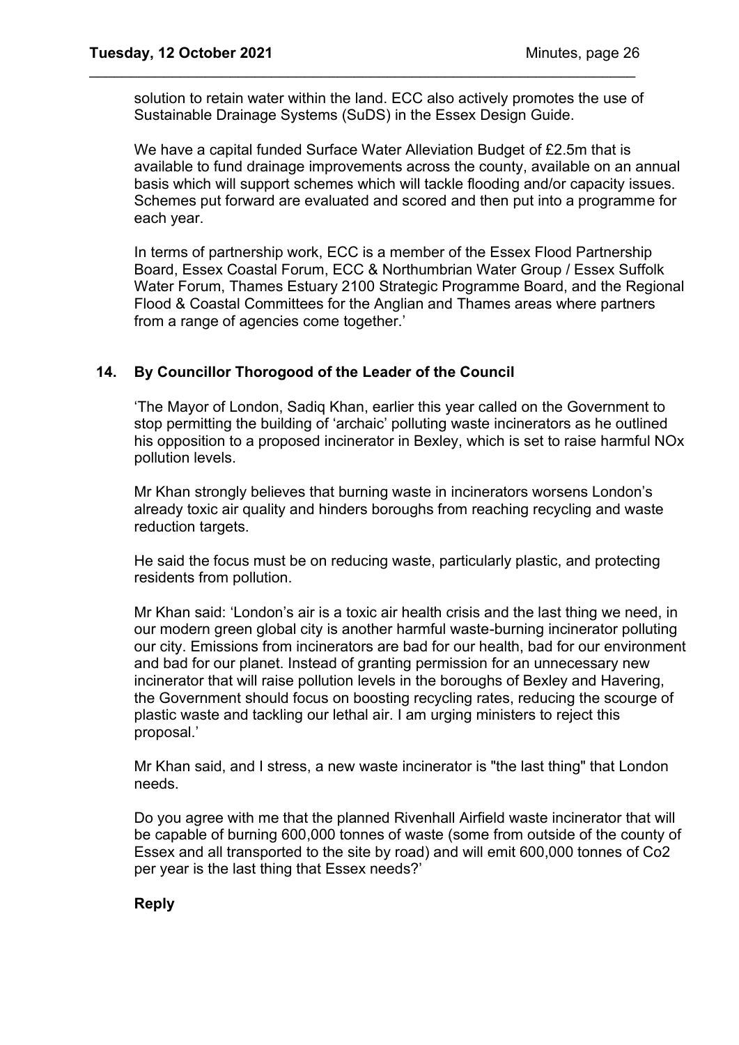solution to retain water within the land. ECC also actively promotes the use of Sustainable Drainage Systems (SuDS) in the Essex Design Guide.

We have a capital funded Surface Water Alleviation Budget of £2.5m that is available to fund drainage improvements across the county, available on an annual basis which will support schemes which will tackle flooding and/or capacity issues. Schemes put forward are evaluated and scored and then put into a programme for each year.

In terms of partnership work, ECC is a member of the Essex Flood Partnership Board, Essex Coastal Forum, ECC & Northumbrian Water Group / Essex Suffolk Water Forum, Thames Estuary 2100 Strategic Programme Board, and the Regional Flood & Coastal Committees for the Anglian and Thames areas where partners from a range of agencies come together.'

## 14. By Councillor Thorogood of the Leader of the Council

'The Mayor of London, Sadiq Khan, earlier this year called on the Government to stop permitting the building of 'archaic' polluting waste incinerators as he outlined his opposition to a proposed incinerator in Bexley, which is set to raise harmful NOx pollution levels.

Mr Khan strongly believes that burning waste in incinerators worsens London's already toxic air quality and hinders boroughs from reaching recycling and waste reduction targets.

He said the focus must be on reducing waste, particularly plastic, and protecting residents from pollution.

Mr Khan said: 'London's air is a toxic air health crisis and the last thing we need, in our modern green global city is another harmful waste-burning incinerator polluting our city. Emissions from incinerators are bad for our health, bad for our environment and bad for our planet. Instead of granting permission for an unnecessary new incinerator that will raise pollution levels in the boroughs of Bexley and Havering, the Government should focus on boosting recycling rates, reducing the scourge of plastic waste and tackling our lethal air. I am urging ministers to reject this proposal.'

Mr Khan said, and I stress, a new waste incinerator is "the last thing" that London needs.

Do you agree with me that the planned Rivenhall Airfield waste incinerator that will be capable of burning 600,000 tonnes of waste (some from outside of the county of Essex and all transported to the site by road) and will emit 600,000 tonnes of Co2 per year is the last thing that Essex needs?'

**Reply**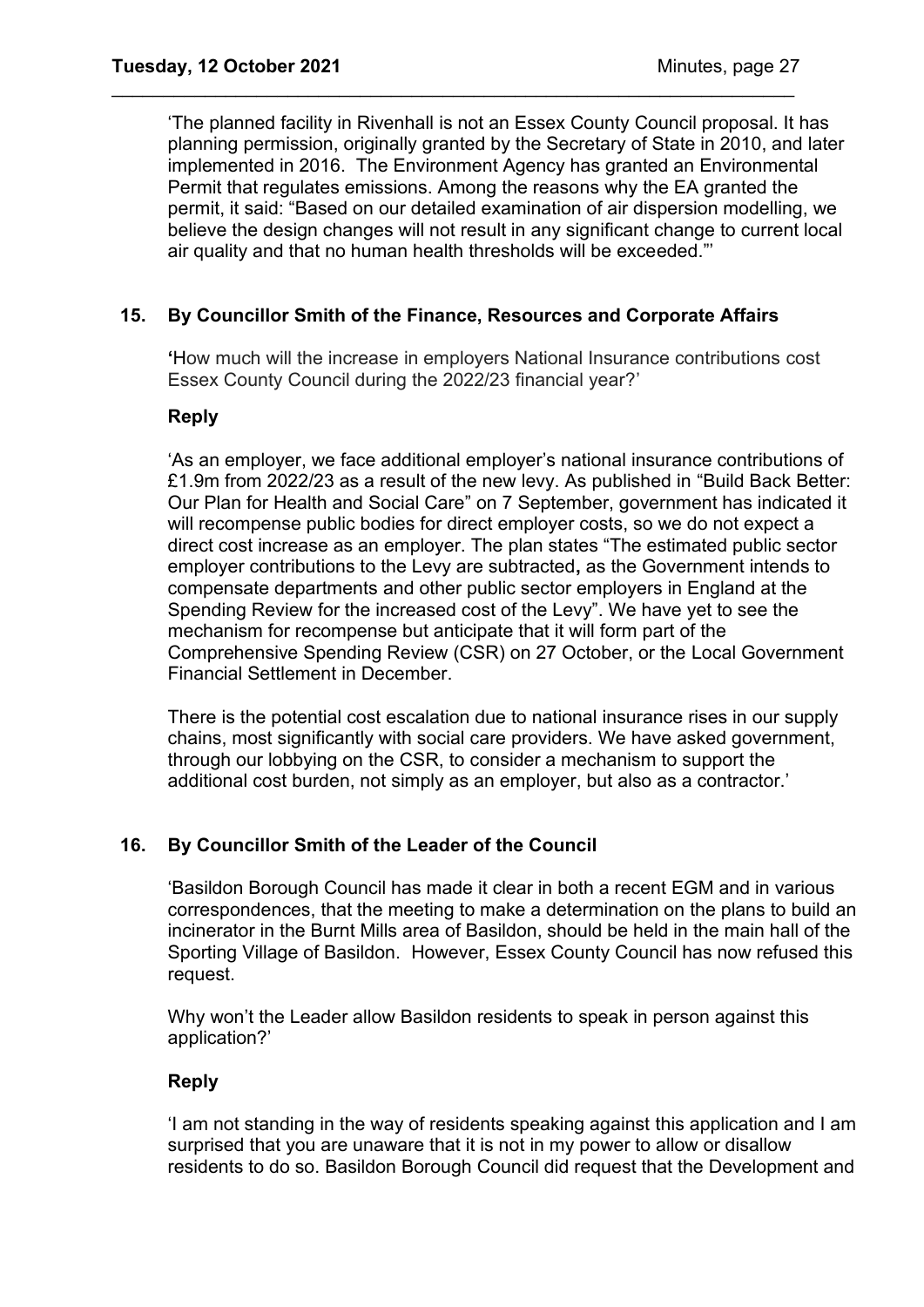'The planned facility in Rivenhall is not an Essex County Council proposal. It has planning permission, originally granted by the Secretary of State in 2010, and later implemented in 2016. The Environment Agency has granted an Environmental Permit that regulates emissions. Among the reasons why the EA granted the permit, it said: "Based on our detailed examination of air dispersion modelling, we believe the design changes will not result in any significant change to current local air quality and that no human health thresholds will be exceeded."'

## 15. By Councillor Smith of the Finance, Resources and Corporate Affairs

**'**How much will the increase in employers National Insurance contributions cost Essex County Council during the 2022/23 financial year?'

**Reply**

'As an employer, we face additional employer's national insurance contributions of £1.9m from 2022/23 as a result of the new levy. As published in "Build Back Better: Our Plan for Health and Social Care" on 7 September, government has indicated it will recompense public bodies for direct employer costs, so we do not expect a direct cost increase as an employer. The plan states "The estimated public sector employer contributions to the Levy are subtracted**,** as the Government intends to compensate departments and other public sector employers in England at the Spending Review for the increased cost of the Levy". We have yet to see the mechanism for recompense but anticipate that it will form part of the Comprehensive Spending Review (CSR) on 27 October, or the Local Government Financial Settlement in December.

There is the potential cost escalation due to national insurance rises in our supply chains, most significantly with social care providers. We have asked government, through our lobbying on the CSR, to consider a mechanism to support the additional cost burden, not simply as an employer, but also as a contractor.'

## 16. By Councillor Smith of the Leader of the Council

'Basildon Borough Council has made it clear in both a recent EGM and in various correspondences, that the meeting to make a determination on the plans to build an incinerator in the Burnt Mills area of Basildon, should be held in the main hall of the Sporting Village of Basildon. However, Essex County Council has now refused this request.

Why won't the Leader allow Basildon residents to speak in person against this application?'

**Reply**

'I am not standing in the way of residents speaking against this application and I am surprised that you are unaware that it is not in my power to allow or disallow residents to do so. Basildon Borough Council did request that the Development and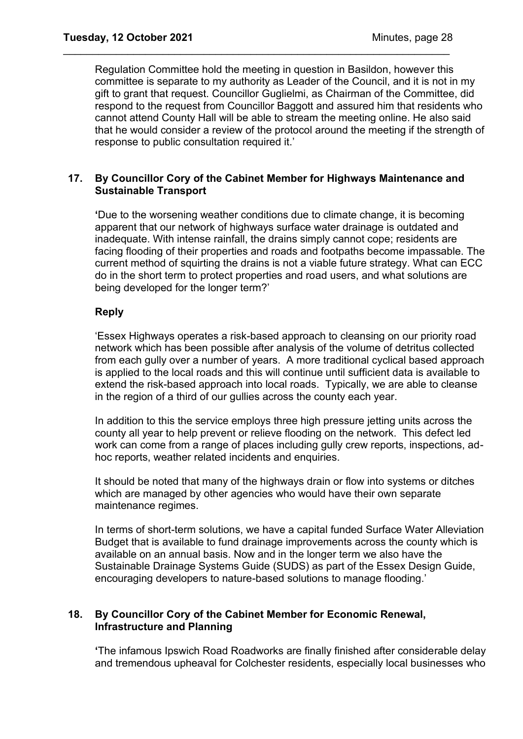Regulation Committee hold the meeting in question in Basildon, however this committee is separate to my authority as Leader of the Council, and it is not in my gift to grant that request. Councillor Guglielmi, as Chairman of the Committee, did respond to the request from Councillor Baggott and assured him that residents who cannot attend County Hall will be able to stream the meeting online. He also said that he would consider a review of the protocol around the meeting if the strength of response to public consultation required it.'

**17. By Councillor Cory of the Cabinet Member for Highways Maintenance and Sustainable Transport**

**'**Due to the worsening weather conditions due to climate change, it is becoming apparent that our network of highways surface water drainage is outdated and inadequate. With intense rainfall, the drains simply cannot cope; residents are facing flooding of their properties and roads and footpaths become impassable. The current method of squirting the drains is not a viable future strategy. What can ECC do in the short term to protect properties and road users, and what solutions are being developed for the longer term?'

**Reply**

'Essex Highways operates a risk-based approach to cleansing on our priority road network which has been possible after analysis of the volume of detritus collected from each gully over a number of years. A more traditional cyclical based approach is applied to the local roads and this will continue until sufficient data is available to extend the risk-based approach into local roads. Typically, we are able to cleanse in the region of a third of our gullies across the county each year.

In addition to this the service employs three high pressure jetting units across the county all year to help prevent or relieve flooding on the network. This defect led work can come from a range of places including gully crew reports, inspections, ad-hoc reports, weather related incidents and enquiries.

It should be noted that many of the highways drain or flow into systems or ditches which are managed by other agencies who would have their own separate maintenance regimes.

In terms of short-term solutions, we have a capital funded Surface Water Alleviation Budget that is available to fund drainage improvements across the county which is available on an annual basis. Now and in the longer term we also have the Sustainable Drainage Systems Guide (SUDS) as part of the Essex Design Guide, encouraging developers to nature-based solutions to manage flooding.'

**18. By Councillor Cory of the Cabinet Member for Economic Renewal, Infrastructure and Planning**

**'**The infamous Ipswich Road Roadworks are finally finished after considerable delay and tremendous upheaval for Colchester residents, especially local businesses who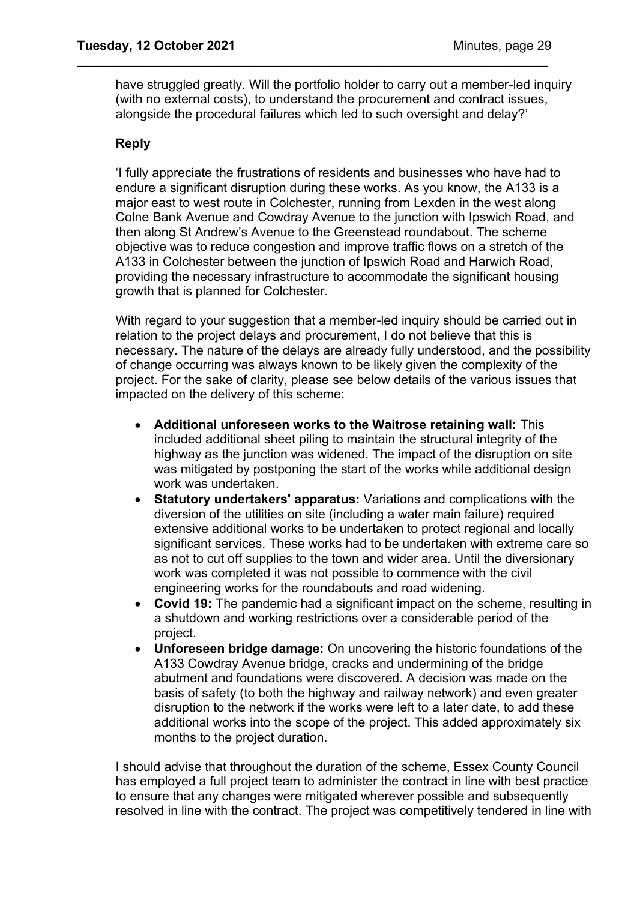have struggled greatly. Will the portfolio holder to carry out a member-led inquiry (with no external costs), to understand the procurement and contract issues, alongside the procedural failures which led to such oversight and delay?'

**Reply**

'I fully appreciate the frustrations of residents and businesses who have had to endure a significant disruption during these works. As you know, the A133 is a major east to west route in Colchester, running from Lexden in the west along Colne Bank Avenue and Cowdray Avenue to the junction with Ipswich Road, and then along St Andrew's Avenue to the Greenstead roundabout. The scheme objective was to reduce congestion and improve traffic flows on a stretch of the A133 in Colchester between the junction of Ipswich Road and Harwich Road, providing the necessary infrastructure to accommodate the significant housing growth that is planned for Colchester.

With regard to your suggestion that a member-led inquiry should be carried out in relation to the project delays and procurement, I do not believe that this is necessary. The nature of the delays are already fully understood, and the possibility of change occurring was always known to be likely given the complexity of the project. For the sake of clarity, please see below details of the various issues that impacted on the delivery of this scheme:

- **Additional unforeseen works to the Waitrose retaining wall:** This included additional sheet piling to maintain the structural integrity of the highway as the junction was widened. The impact of the disruption on site was mitigated by postponing the start of the works while additional design work was undertaken.
- **Statutory undertakers' apparatus:** Variations and complications with the diversion of the utilities on site (including a water main failure) required extensive additional works to be undertaken to protect regional and locally significant services. These works had to be undertaken with extreme care so as not to cut off supplies to the town and wider area. Until the diversionary work was completed it was not possible to commence with the civil engineering works for the roundabouts and road widening.
- **Covid 19:** The pandemic had a significant impact on the scheme, resulting in a shutdown and working restrictions over a considerable period of the project.
- **Unforeseen bridge damage:** On uncovering the historic foundations of the A133 Cowdray Avenue bridge, cracks and undermining of the bridge abutment and foundations were discovered. A decision was made on the basis of safety (to both the highway and railway network) and even greater disruption to the network if the works were left to a later date, to add these additional works into the scope of the project. This added approximately six months to the project duration.

I should advise that throughout the duration of the scheme, Essex County Council has employed a full project team to administer the contract in line with best practice to ensure that any changes were mitigated wherever possible and subsequently resolved in line with the contract. The project was competitively tendered in line with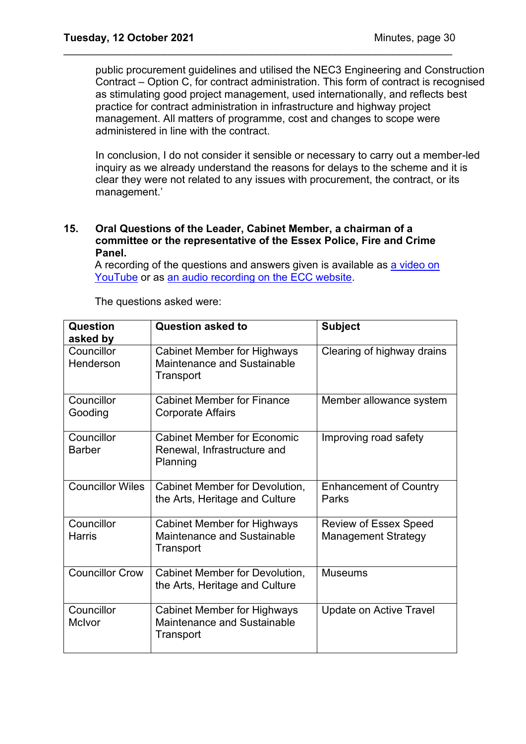public procurement guidelines and utilised the NEC3 Engineering and Construction Contract – Option C, for contract administration. This form of contract is recognised as stimulating good project management, used internationally, and reflects best practice for contract administration in infrastructure and highway project management. All matters of programme, cost and changes to scope were administered in line with the contract.

In conclusion, I do not consider it sensible or necessary to carry out a member-led inquiry as we already understand the reasons for delays to the scheme and it is clear they were not related to any issues with procurement, the contract, or its management.'

**15. Oral Questions of the Leader, Cabinet Member, a chairman of a committee or the representative of the Essex Police, Fire and Crime Panel.**

A recording of the questions and answers given is available as [a video on YouTube]() or as [an audio recording on the ECC website]().

The questions asked were:

| Question asked by | Question asked to | Subject |
| --- | --- | --- |
| Councillor Henderson | Cabinet Member for Highways Maintenance and Sustainable Transport | Clearing of highway drains |
| Councillor Gooding | Cabinet Member for Finance Corporate Affairs | Member allowance system |
| Councillor Barber | Cabinet Member for Economic Renewal, Infrastructure and Planning | Improving road safety |
| Councillor Wiles | Cabinet Member for Devolution, the Arts, Heritage and Culture | Enhancement of Country Parks |
| Councillor Harris | Cabinet Member for Highways Maintenance and Sustainable Transport | Review of Essex Speed Management Strategy |
| Councillor Crow | Cabinet Member for Devolution, the Arts, Heritage and Culture | Museums |
| Councillor McIvor | Cabinet Member for Highways Maintenance and Sustainable Transport | Update on Active Travel |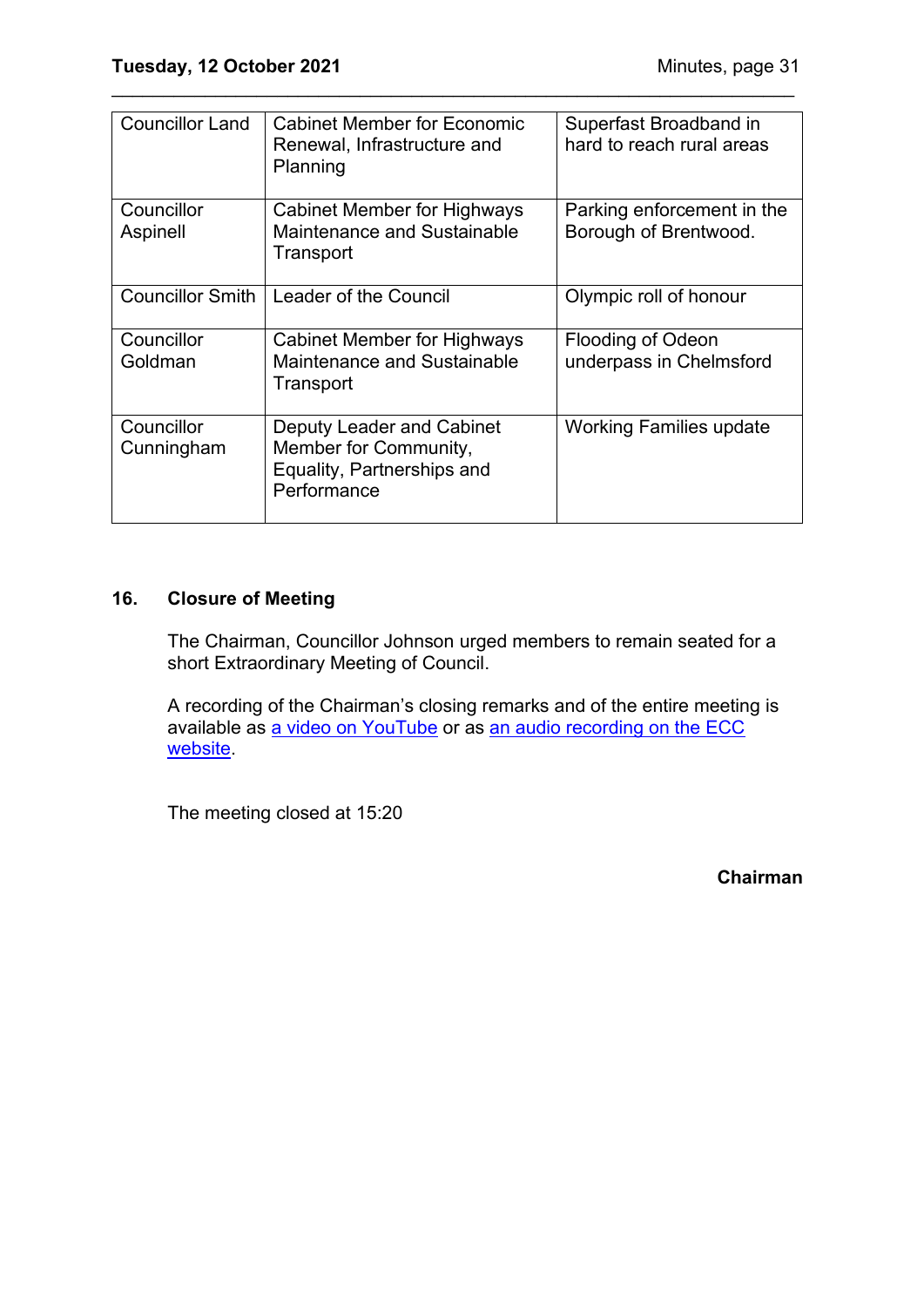| | | |
|---|---|---|
| Councillor Land | Cabinet Member for Economic Renewal, Infrastructure and Planning | Superfast Broadband in hard to reach rural areas |
| Councillor Aspinell | Cabinet Member for Highways Maintenance and Sustainable Transport | Parking enforcement in the Borough of Brentwood. |
| Councillor Smith | Leader of the Council | Olympic roll of honour |
| Councillor Goldman | Cabinet Member for Highways Maintenance and Sustainable Transport | Flooding of Odeon underpass in Chelmsford |
| Councillor Cunningham | Deputy Leader and Cabinet Member for Community, Equality, Partnerships and Performance | Working Families update |

## 16. Closure of Meeting

The Chairman, Councillor Johnson urged members to remain seated for a short Extraordinary Meeting of Council.

A recording of the Chairman's closing remarks and of the entire meeting is available as a video on YouTube or as an audio recording on the ECC website.

The meeting closed at 15:20

**Chairman**